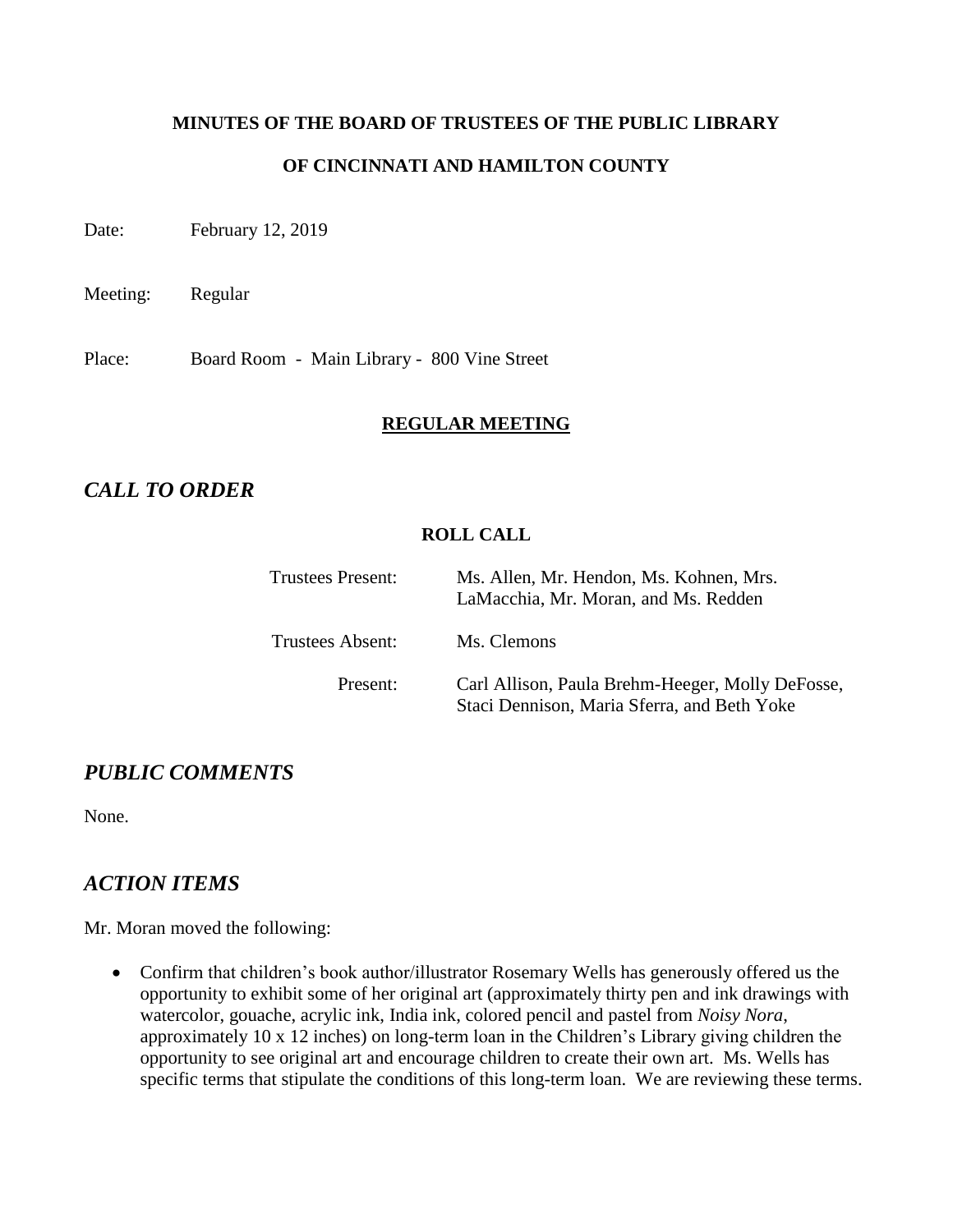**MINUTES OF THE BOARD OF TRUSTEES OF THE PUBLIC LIBRARY**

**OF CINCINNATI AND HAMILTON COUNTY**

Date: February 12, 2019

Meeting: Regular

Place: Board Room - Main Library - 800 Vine Street

**REGULAR MEETING**

## *CALL TO ORDER*

**ROLL CALL**

| | |
|---|---|
| Trustees Present: | Ms. Allen, Mr. Hendon, Ms. Kohnen, Mrs. LaMacchia, Mr. Moran, and Ms. Redden |
| Trustees Absent: | Ms. Clemons |
| Present: | Carl Allison, Paula Brehm-Heeger, Molly DeFosse, Staci Dennison, Maria Sferra, and Beth Yoke |

## *PUBLIC COMMENTS*

None.

## *ACTION ITEMS*

Mr. Moran moved the following:

- Confirm that children's book author/illustrator Rosemary Wells has generously offered us the opportunity to exhibit some of her original art (approximately thirty pen and ink drawings with watercolor, gouache, acrylic ink, India ink, colored pencil and pastel from *Noisy Nora*, approximately 10 x 12 inches) on long-term loan in the Children's Library giving children the opportunity to see original art and encourage children to create their own art. Ms. Wells has specific terms that stipulate the conditions of this long-term loan. We are reviewing these terms.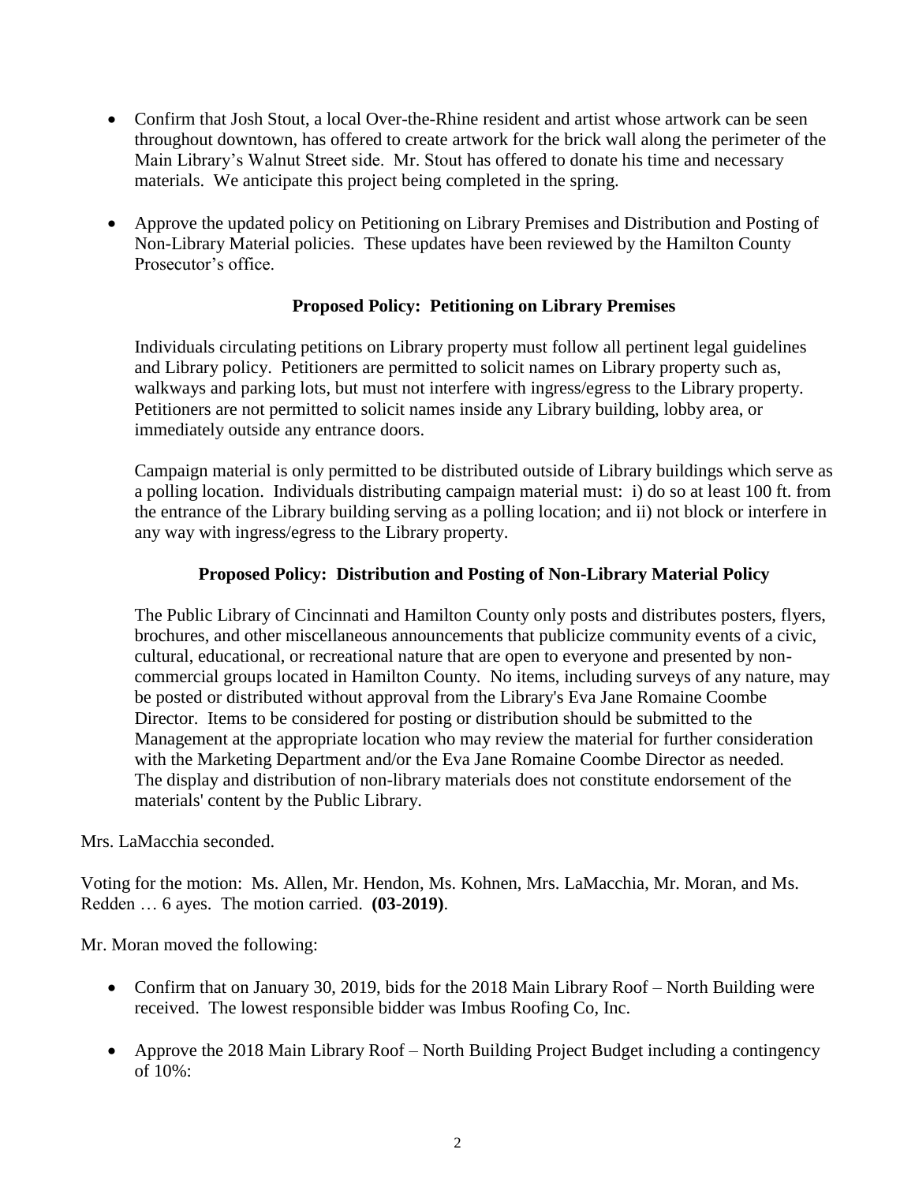- Confirm that Josh Stout, a local Over-the-Rhine resident and artist whose artwork can be seen throughout downtown, has offered to create artwork for the brick wall along the perimeter of the Main Library's Walnut Street side. Mr. Stout has offered to donate his time and necessary materials. We anticipate this project being completed in the spring.

- Approve the updated policy on Petitioning on Library Premises and Distribution and Posting of Non-Library Material policies. These updates have been reviewed by the Hamilton County Prosecutor's office.

  **Proposed Policy: Petitioning on Library Premises**

  Individuals circulating petitions on Library property must follow all pertinent legal guidelines and Library policy. Petitioners are permitted to solicit names on Library property such as, walkways and parking lots, but must not interfere with ingress/egress to the Library property. Petitioners are not permitted to solicit names inside any Library building, lobby area, or immediately outside any entrance doors.

  Campaign material is only permitted to be distributed outside of Library buildings which serve as a polling location. Individuals distributing campaign material must: i) do so at least 100 ft. from the entrance of the Library building serving as a polling location; and ii) not block or interfere in any way with ingress/egress to the Library property.

  **Proposed Policy: Distribution and Posting of Non-Library Material Policy**

  The Public Library of Cincinnati and Hamilton County only posts and distributes posters, flyers, brochures, and other miscellaneous announcements that publicize community events of a civic, cultural, educational, or recreational nature that are open to everyone and presented by non-commercial groups located in Hamilton County. No items, including surveys of any nature, may be posted or distributed without approval from the Library's Eva Jane Romaine Coombe Director. Items to be considered for posting or distribution should be submitted to the Management at the appropriate location who may review the material for further consideration with the Marketing Department and/or the Eva Jane Romaine Coombe Director as needed. The display and distribution of non-library materials does not constitute endorsement of the materials' content by the Public Library.

Mrs. LaMacchia seconded.

Voting for the motion: Ms. Allen, Mr. Hendon, Ms. Kohnen, Mrs. LaMacchia, Mr. Moran, and Ms. Redden … 6 ayes. The motion carried. **(03-2019)**.

Mr. Moran moved the following:

- Confirm that on January 30, 2019, bids for the 2018 Main Library Roof – North Building were received. The lowest responsible bidder was Imbus Roofing Co, Inc.

- Approve the 2018 Main Library Roof – North Building Project Budget including a contingency of 10%: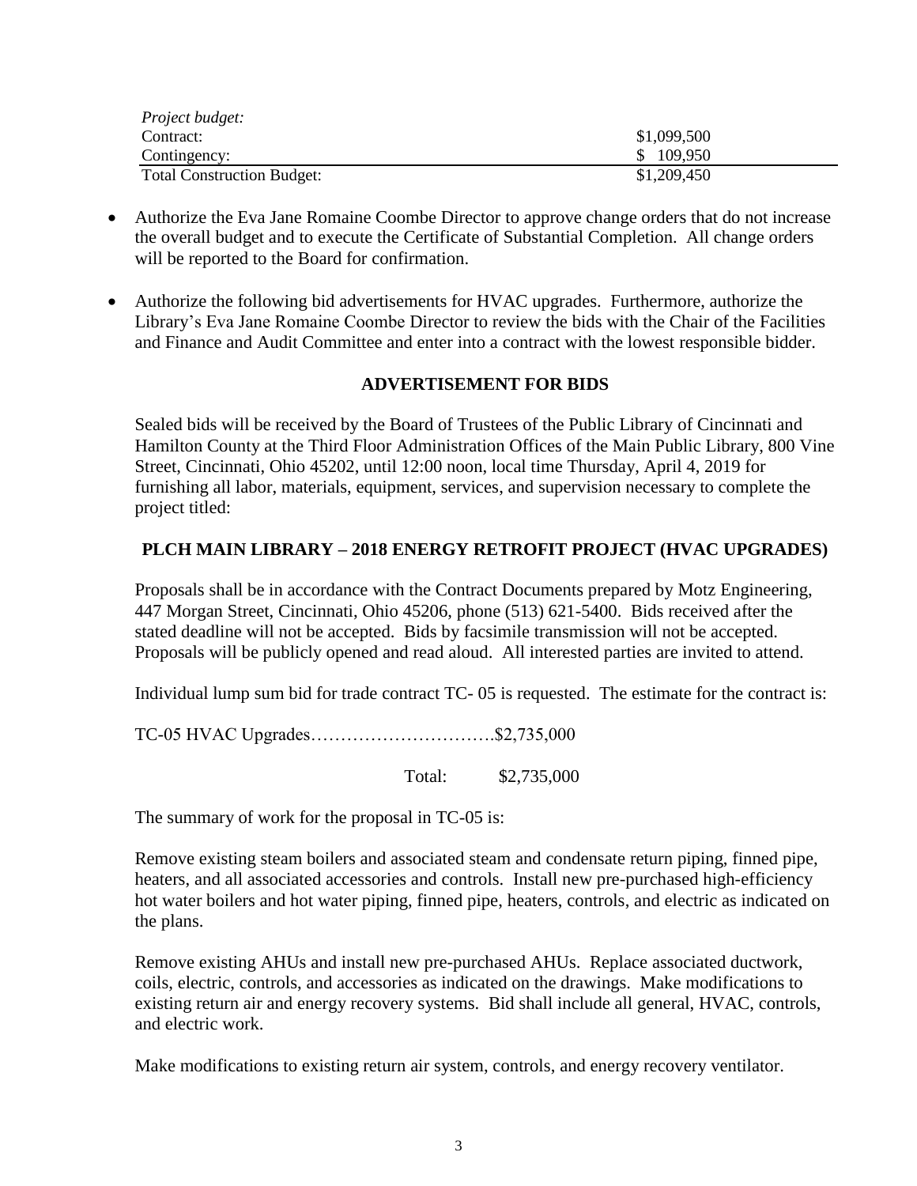| *Project budget:* | |
| --- | --- |
| Contract: | $1,099,500 |
| Contingency: | $ 109,950 |
| Total Construction Budget: | $1,209,450 |

- Authorize the Eva Jane Romaine Coombe Director to approve change orders that do not increase the overall budget and to execute the Certificate of Substantial Completion. All change orders will be reported to the Board for confirmation.
- Authorize the following bid advertisements for HVAC upgrades. Furthermore, authorize the Library's Eva Jane Romaine Coombe Director to review the bids with the Chair of the Facilities and Finance and Audit Committee and enter into a contract with the lowest responsible bidder.

**ADVERTISEMENT FOR BIDS**

Sealed bids will be received by the Board of Trustees of the Public Library of Cincinnati and Hamilton County at the Third Floor Administration Offices of the Main Public Library, 800 Vine Street, Cincinnati, Ohio 45202, until 12:00 noon, local time Thursday, April 4, 2019 for furnishing all labor, materials, equipment, services, and supervision necessary to complete the project titled:

**PLCH MAIN LIBRARY – 2018 ENERGY RETROFIT PROJECT (HVAC UPGRADES)**

Proposals shall be in accordance with the Contract Documents prepared by Motz Engineering, 447 Morgan Street, Cincinnati, Ohio 45206, phone (513) 621-5400. Bids received after the stated deadline will not be accepted. Bids by facsimile transmission will not be accepted. Proposals will be publicly opened and read aloud. All interested parties are invited to attend.

Individual lump sum bid for trade contract TC- 05 is requested. The estimate for the contract is:

TC-05 HVAC Upgrades………………………….$2,735,000

Total: $2,735,000

The summary of work for the proposal in TC-05 is:

Remove existing steam boilers and associated steam and condensate return piping, finned pipe, heaters, and all associated accessories and controls. Install new pre-purchased high-efficiency hot water boilers and hot water piping, finned pipe, heaters, controls, and electric as indicated on the plans.

Remove existing AHUs and install new pre-purchased AHUs. Replace associated ductwork, coils, electric, controls, and accessories as indicated on the drawings. Make modifications to existing return air and energy recovery systems. Bid shall include all general, HVAC, controls, and electric work.

Make modifications to existing return air system, controls, and energy recovery ventilator.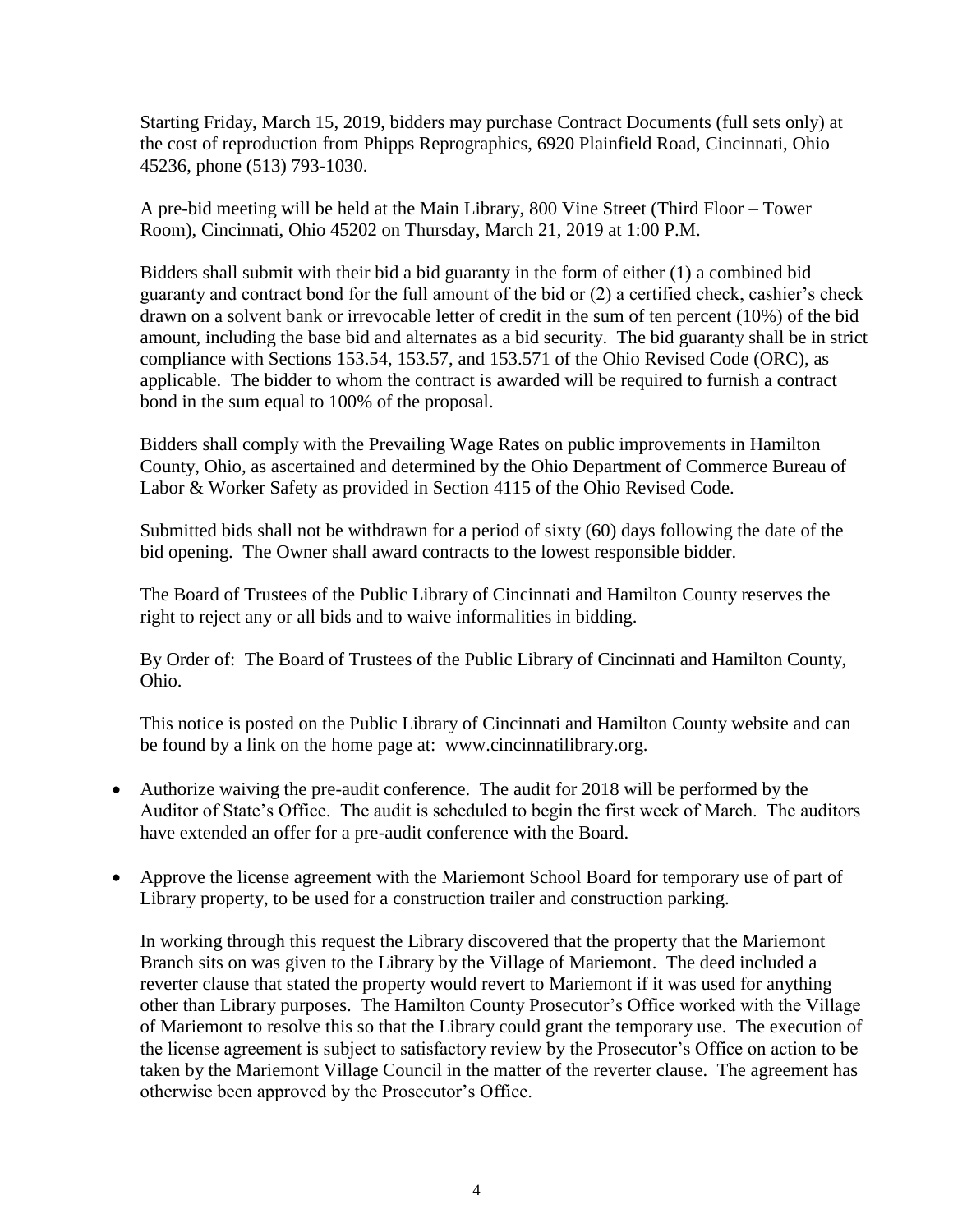Starting Friday, March 15, 2019, bidders may purchase Contract Documents (full sets only) at the cost of reproduction from Phipps Reprographics, 6920 Plainfield Road, Cincinnati, Ohio 45236, phone (513) 793-1030.

A pre-bid meeting will be held at the Main Library, 800 Vine Street (Third Floor – Tower Room), Cincinnati, Ohio 45202 on Thursday, March 21, 2019 at 1:00 P.M.

Bidders shall submit with their bid a bid guaranty in the form of either (1) a combined bid guaranty and contract bond for the full amount of the bid or (2) a certified check, cashier's check drawn on a solvent bank or irrevocable letter of credit in the sum of ten percent (10%) of the bid amount, including the base bid and alternates as a bid security. The bid guaranty shall be in strict compliance with Sections 153.54, 153.57, and 153.571 of the Ohio Revised Code (ORC), as applicable. The bidder to whom the contract is awarded will be required to furnish a contract bond in the sum equal to 100% of the proposal.

Bidders shall comply with the Prevailing Wage Rates on public improvements in Hamilton County, Ohio, as ascertained and determined by the Ohio Department of Commerce Bureau of Labor & Worker Safety as provided in Section 4115 of the Ohio Revised Code.

Submitted bids shall not be withdrawn for a period of sixty (60) days following the date of the bid opening. The Owner shall award contracts to the lowest responsible bidder.

The Board of Trustees of the Public Library of Cincinnati and Hamilton County reserves the right to reject any or all bids and to waive informalities in bidding.

By Order of: The Board of Trustees of the Public Library of Cincinnati and Hamilton County, Ohio.

This notice is posted on the Public Library of Cincinnati and Hamilton County website and can be found by a link on the home page at: www.cincinnatilibrary.org.

- Authorize waiving the pre-audit conference. The audit for 2018 will be performed by the Auditor of State's Office. The audit is scheduled to begin the first week of March. The auditors have extended an offer for a pre-audit conference with the Board.

- Approve the license agreement with the Mariemont School Board for temporary use of part of Library property, to be used for a construction trailer and construction parking.

  In working through this request the Library discovered that the property that the Mariemont Branch sits on was given to the Library by the Village of Mariemont. The deed included a reverter clause that stated the property would revert to Mariemont if it was used for anything other than Library purposes. The Hamilton County Prosecutor's Office worked with the Village of Mariemont to resolve this so that the Library could grant the temporary use. The execution of the license agreement is subject to satisfactory review by the Prosecutor's Office on action to be taken by the Mariemont Village Council in the matter of the reverter clause. The agreement has otherwise been approved by the Prosecutor's Office.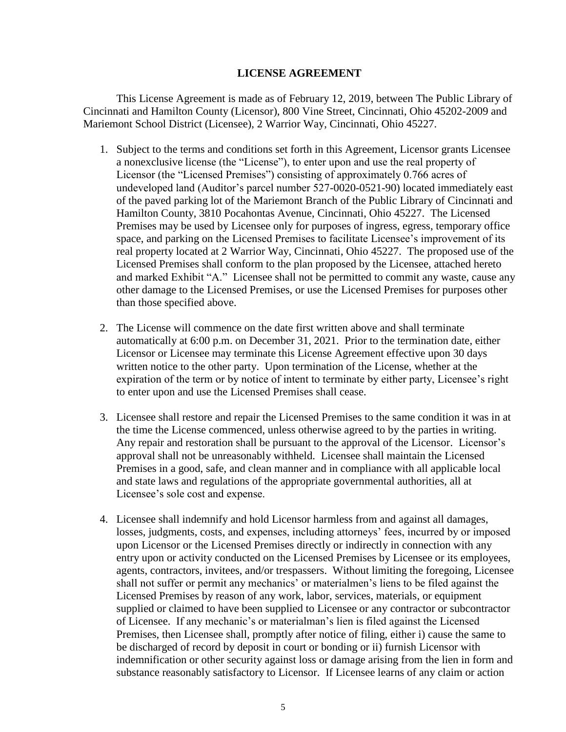# LICENSE AGREEMENT

This License Agreement is made as of February 12, 2019, between The Public Library of Cincinnati and Hamilton County (Licensor), 800 Vine Street, Cincinnati, Ohio 45202-2009 and Mariemont School District (Licensee), 2 Warrior Way, Cincinnati, Ohio 45227.

1. Subject to the terms and conditions set forth in this Agreement, Licensor grants Licensee a nonexclusive license (the "License"), to enter upon and use the real property of Licensor (the "Licensed Premises") consisting of approximately 0.766 acres of undeveloped land (Auditor's parcel number 527-0020-0521-90) located immediately east of the paved parking lot of the Mariemont Branch of the Public Library of Cincinnati and Hamilton County, 3810 Pocahontas Avenue, Cincinnati, Ohio 45227. The Licensed Premises may be used by Licensee only for purposes of ingress, egress, temporary office space, and parking on the Licensed Premises to facilitate Licensee's improvement of its real property located at 2 Warrior Way, Cincinnati, Ohio 45227. The proposed use of the Licensed Premises shall conform to the plan proposed by the Licensee, attached hereto and marked Exhibit "A." Licensee shall not be permitted to commit any waste, cause any other damage to the Licensed Premises, or use the Licensed Premises for purposes other than those specified above.

2. The License will commence on the date first written above and shall terminate automatically at 6:00 p.m. on December 31, 2021. Prior to the termination date, either Licensor or Licensee may terminate this License Agreement effective upon 30 days written notice to the other party. Upon termination of the License, whether at the expiration of the term or by notice of intent to terminate by either party, Licensee's right to enter upon and use the Licensed Premises shall cease.

3. Licensee shall restore and repair the Licensed Premises to the same condition it was in at the time the License commenced, unless otherwise agreed to by the parties in writing. Any repair and restoration shall be pursuant to the approval of the Licensor. Licensor's approval shall not be unreasonably withheld. Licensee shall maintain the Licensed Premises in a good, safe, and clean manner and in compliance with all applicable local and state laws and regulations of the appropriate governmental authorities, all at Licensee's sole cost and expense.

4. Licensee shall indemnify and hold Licensor harmless from and against all damages, losses, judgments, costs, and expenses, including attorneys' fees, incurred by or imposed upon Licensor or the Licensed Premises directly or indirectly in connection with any entry upon or activity conducted on the Licensed Premises by Licensee or its employees, agents, contractors, invitees, and/or trespassers. Without limiting the foregoing, Licensee shall not suffer or permit any mechanics' or materialmen's liens to be filed against the Licensed Premises by reason of any work, labor, services, materials, or equipment supplied or claimed to have been supplied to Licensee or any contractor or subcontractor of Licensee. If any mechanic's or materialman's lien is filed against the Licensed Premises, then Licensee shall, promptly after notice of filing, either i) cause the same to be discharged of record by deposit in court or bonding or ii) furnish Licensor with indemnification or other security against loss or damage arising from the lien in form and substance reasonably satisfactory to Licensor. If Licensee learns of any claim or action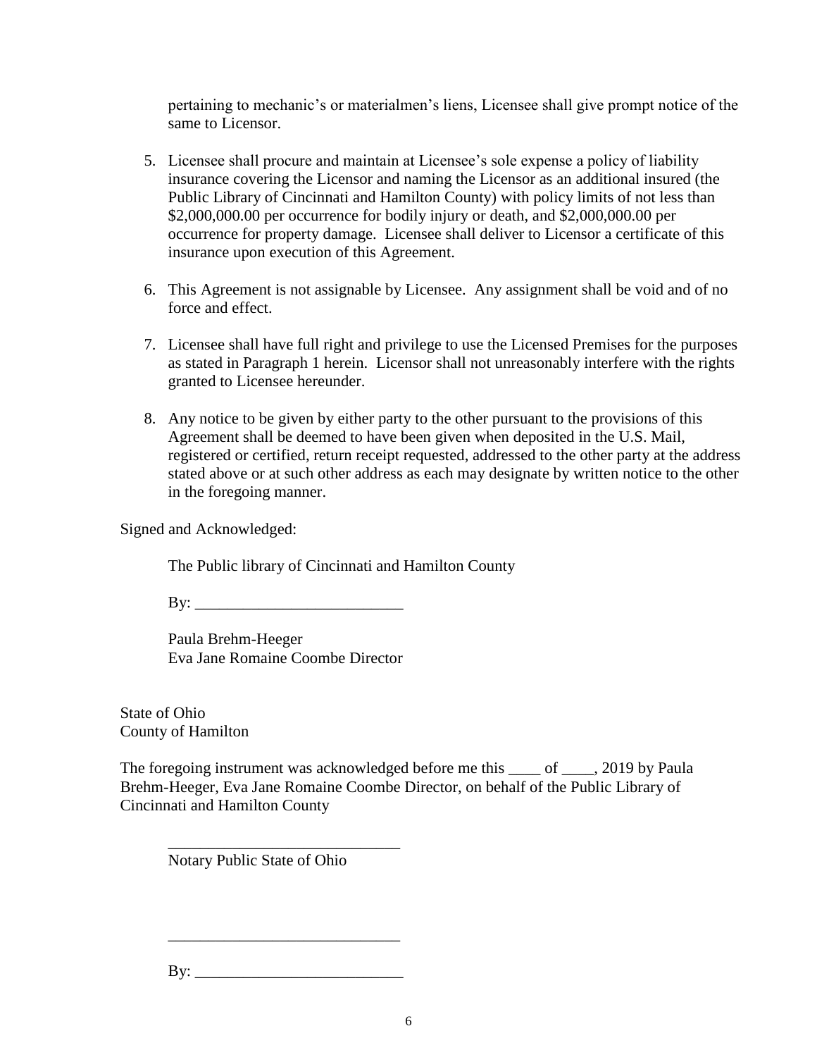pertaining to mechanic's or materialmen's liens, Licensee shall give prompt notice of the same to Licensor.

5. Licensee shall procure and maintain at Licensee's sole expense a policy of liability insurance covering the Licensor and naming the Licensor as an additional insured (the Public Library of Cincinnati and Hamilton County) with policy limits of not less than $2,000,000.00 per occurrence for bodily injury or death, and $2,000,000.00 per occurrence for property damage. Licensee shall deliver to Licensor a certificate of this insurance upon execution of this Agreement.

6. This Agreement is not assignable by Licensee. Any assignment shall be void and of no force and effect.

7. Licensee shall have full right and privilege to use the Licensed Premises for the purposes as stated in Paragraph 1 herein. Licensor shall not unreasonably interfere with the rights granted to Licensee hereunder.

8. Any notice to be given by either party to the other pursuant to the provisions of this Agreement shall be deemed to have been given when deposited in the U.S. Mail, registered or certified, return receipt requested, addressed to the other party at the address stated above or at such other address as each may designate by written notice to the other in the foregoing manner.

Signed and Acknowledged:

The Public library of Cincinnati and Hamilton County

By: __________________________

Paula Brehm-Heeger
Eva Jane Romaine Coombe Director

State of Ohio
County of Hamilton

The foregoing instrument was acknowledged before me this ____ of ____, 2019 by Paula Brehm-Heeger, Eva Jane Romaine Coombe Director, on behalf of the Public Library of Cincinnati and Hamilton County

_____________________________
Notary Public State of Ohio

_____________________________

By: __________________________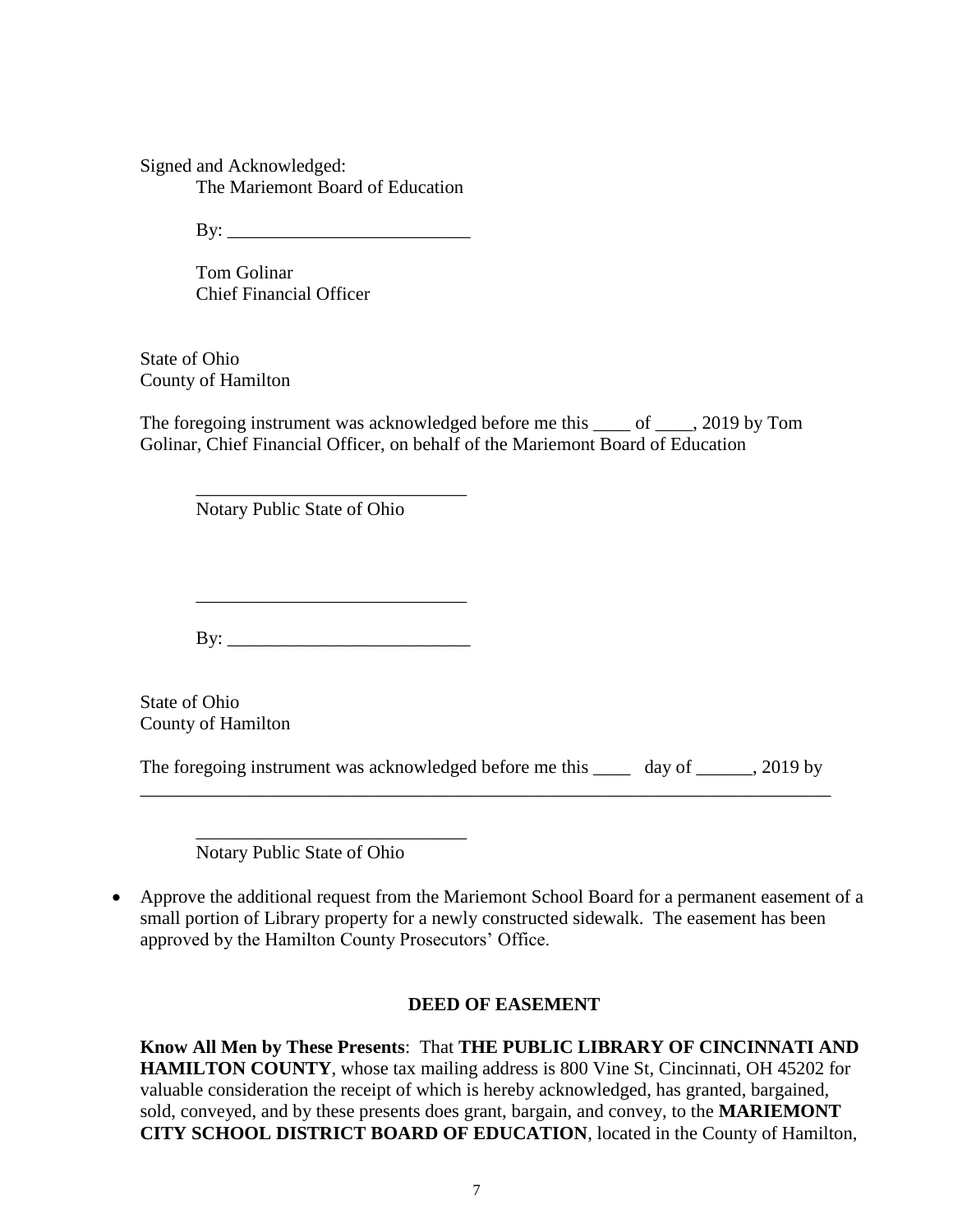Signed and Acknowledged:
The Mariemont Board of Education

By: __________________________

Tom Golinar
Chief Financial Officer

State of Ohio
County of Hamilton

The foregoing instrument was acknowledged before me this ____ of ____, 2019 by Tom Golinar, Chief Financial Officer, on behalf of the Mariemont Board of Education

_____________________________
Notary Public State of Ohio

_____________________________

By: __________________________

State of Ohio
County of Hamilton

The foregoing instrument was acknowledged before me this ____ day of ______, 2019 by
___________________________________________________________________________

_____________________________
Notary Public State of Ohio

- Approve the additional request from the Mariemont School Board for a permanent easement of a small portion of Library property for a newly constructed sidewalk. The easement has been approved by the Hamilton County Prosecutors' Office.

**DEED OF EASEMENT**

**Know All Men by These Presents**: That **THE PUBLIC LIBRARY OF CINCINNATI AND HAMILTON COUNTY**, whose tax mailing address is 800 Vine St, Cincinnati, OH 45202 for valuable consideration the receipt of which is hereby acknowledged, has granted, bargained, sold, conveyed, and by these presents does grant, bargain, and convey, to the **MARIEMONT CITY SCHOOL DISTRICT BOARD OF EDUCATION**, located in the County of Hamilton,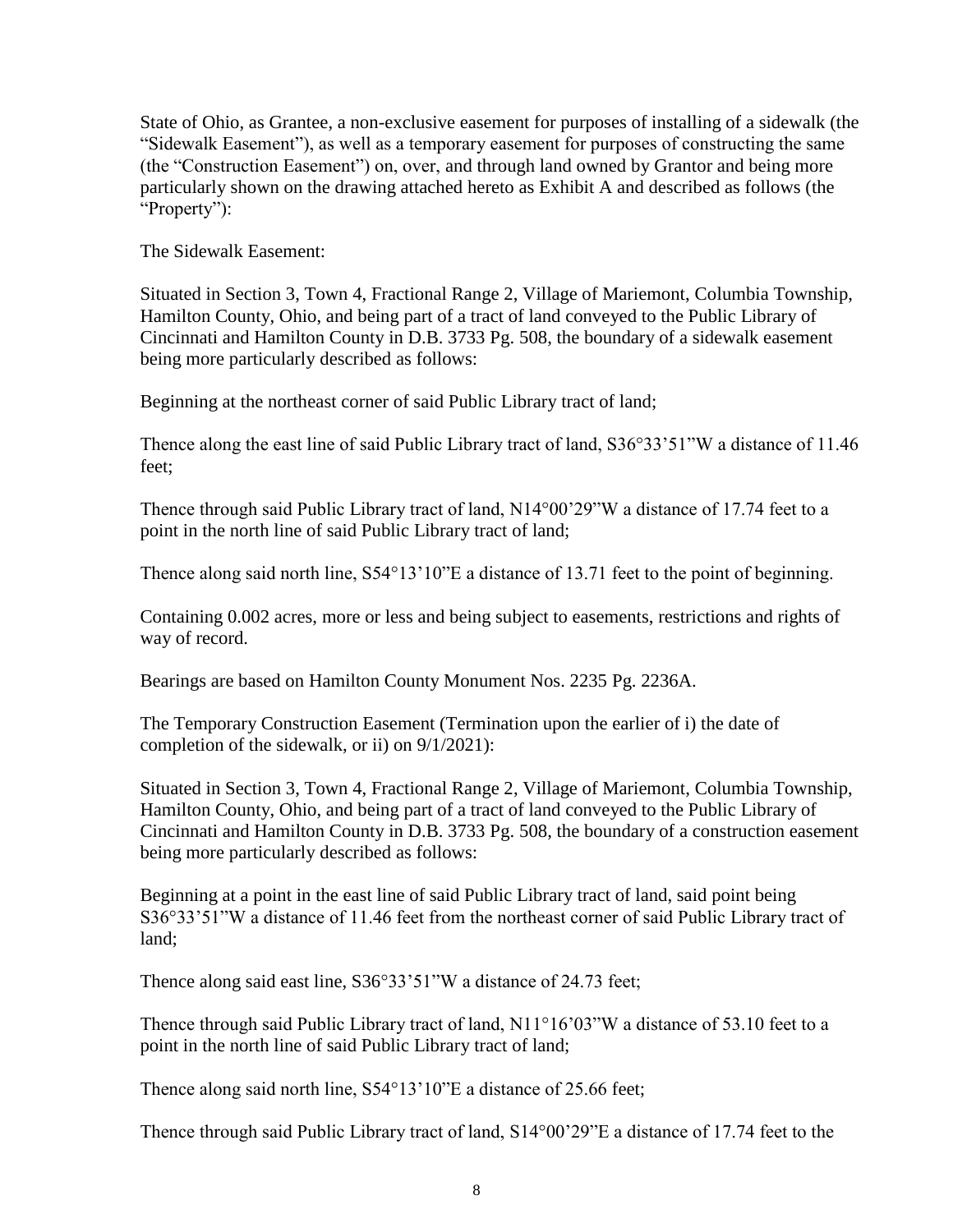State of Ohio, as Grantee, a non-exclusive easement for purposes of installing of a sidewalk (the "Sidewalk Easement"), as well as a temporary easement for purposes of constructing the same (the "Construction Easement") on, over, and through land owned by Grantor and being more particularly shown on the drawing attached hereto as Exhibit A and described as follows (the "Property"):

The Sidewalk Easement:

Situated in Section 3, Town 4, Fractional Range 2, Village of Mariemont, Columbia Township, Hamilton County, Ohio, and being part of a tract of land conveyed to the Public Library of Cincinnati and Hamilton County in D.B. 3733 Pg. 508, the boundary of a sidewalk easement being more particularly described as follows:

Beginning at the northeast corner of said Public Library tract of land;

Thence along the east line of said Public Library tract of land, S36°33'51"W a distance of 11.46 feet;

Thence through said Public Library tract of land, N14°00'29"W a distance of 17.74 feet to a point in the north line of said Public Library tract of land;

Thence along said north line, S54°13'10"E a distance of 13.71 feet to the point of beginning.

Containing 0.002 acres, more or less and being subject to easements, restrictions and rights of way of record.

Bearings are based on Hamilton County Monument Nos. 2235 Pg. 2236A.

The Temporary Construction Easement (Termination upon the earlier of i) the date of completion of the sidewalk, or ii) on 9/1/2021):

Situated in Section 3, Town 4, Fractional Range 2, Village of Mariemont, Columbia Township, Hamilton County, Ohio, and being part of a tract of land conveyed to the Public Library of Cincinnati and Hamilton County in D.B. 3733 Pg. 508, the boundary of a construction easement being more particularly described as follows:

Beginning at a point in the east line of said Public Library tract of land, said point being S36°33'51"W a distance of 11.46 feet from the northeast corner of said Public Library tract of land;

Thence along said east line, S36°33'51"W a distance of 24.73 feet;

Thence through said Public Library tract of land, N11°16'03"W a distance of 53.10 feet to a point in the north line of said Public Library tract of land;

Thence along said north line, S54°13'10"E a distance of 25.66 feet;

Thence through said Public Library tract of land, S14°00'29"E a distance of 17.74 feet to the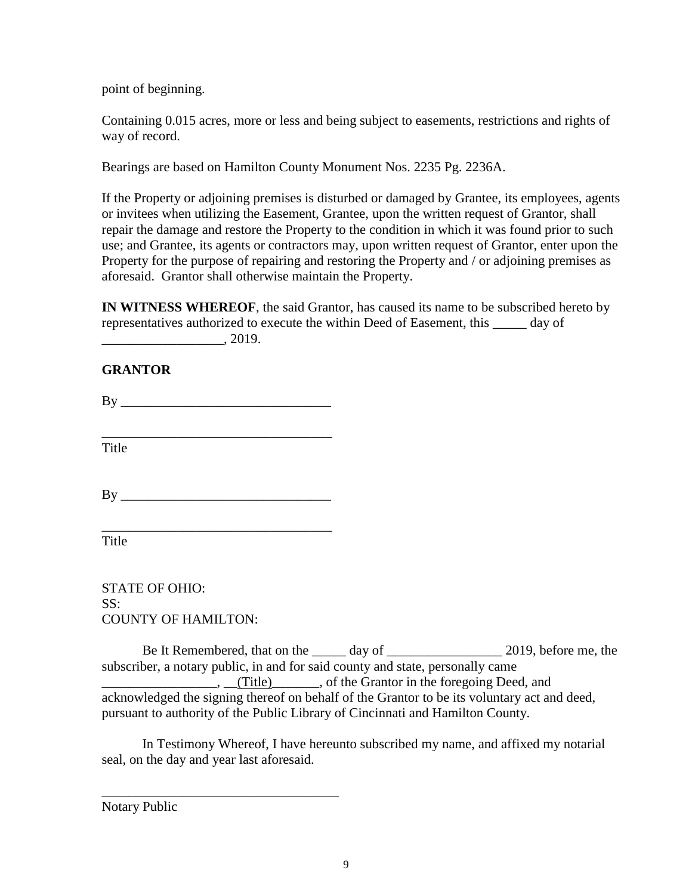point of beginning.

Containing 0.015 acres, more or less and being subject to easements, restrictions and rights of way of record.

Bearings are based on Hamilton County Monument Nos. 2235 Pg. 2236A.

If the Property or adjoining premises is disturbed or damaged by Grantee, its employees, agents or invitees when utilizing the Easement, Grantee, upon the written request of Grantor, shall repair the damage and restore the Property to the condition in which it was found prior to such use; and Grantee, its agents or contractors may, upon written request of Grantor, enter upon the Property for the purpose of repairing and restoring the Property and / or adjoining premises as aforesaid. Grantor shall otherwise maintain the Property.

**IN WITNESS WHEREOF**, the said Grantor, has caused its name to be subscribed hereto by representatives authorized to execute the within Deed of Easement, this _____ day of __________________, 2019.

**GRANTOR**

By _______________________________

___________________________________
Title

By _______________________________

___________________________________
Title

STATE OF OHIO:
SS:
COUNTY OF HAMILTON:

Be It Remembered, that on the _____ day of _________________ 2019, before me, the subscriber, a notary public, in and for said county and state, personally came _________________, __(Title)_______, of the Grantor in the foregoing Deed, and acknowledged the signing thereof on behalf of the Grantor to be its voluntary act and deed, pursuant to authority of the Public Library of Cincinnati and Hamilton County.

In Testimony Whereof, I have hereunto subscribed my name, and affixed my notarial seal, on the day and year last aforesaid.

___________________________________
Notary Public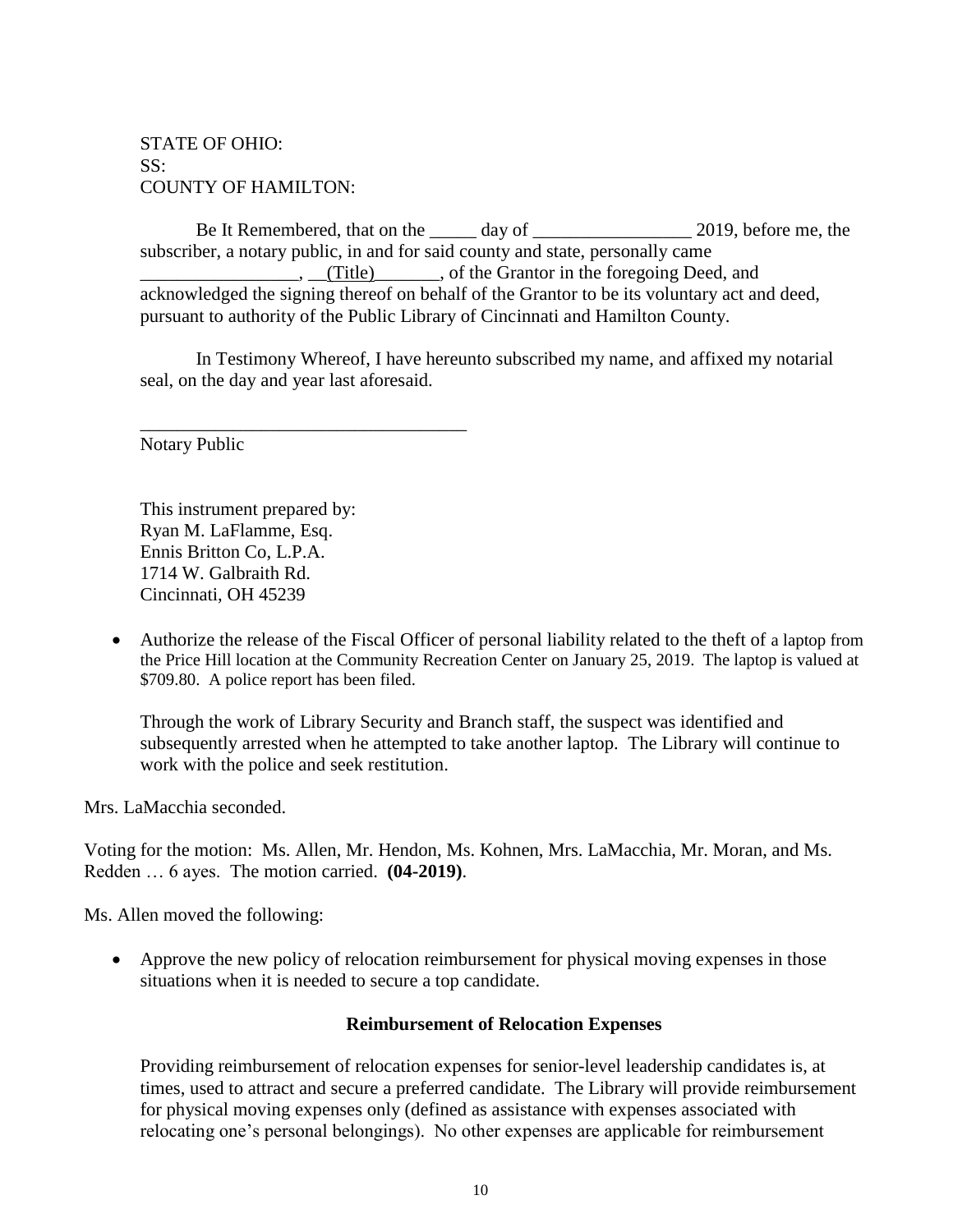STATE OF OHIO:
SS:
COUNTY OF HAMILTON:

Be It Remembered, that on the _____ day of _________________ 2019, before me, the subscriber, a notary public, in and for said county and state, personally came _________________, __(Title)_______, of the Grantor in the foregoing Deed, and acknowledged the signing thereof on behalf of the Grantor to be its voluntary act and deed, pursuant to authority of the Public Library of Cincinnati and Hamilton County.

In Testimony Whereof, I have hereunto subscribed my name, and affixed my notarial seal, on the day and year last aforesaid.

___________________________________
Notary Public

This instrument prepared by:
Ryan M. LaFlamme, Esq.
Ennis Britton Co, L.P.A.
1714 W. Galbraith Rd.
Cincinnati, OH 45239

- Authorize the release of the Fiscal Officer of personal liability related to the theft of a laptop from the Price Hill location at the Community Recreation Center on January 25, 2019. The laptop is valued at $709.80. A police report has been filed.

  Through the work of Library Security and Branch staff, the suspect was identified and subsequently arrested when he attempted to take another laptop. The Library will continue to work with the police and seek restitution.

Mrs. LaMacchia seconded.

Voting for the motion: Ms. Allen, Mr. Hendon, Ms. Kohnen, Mrs. LaMacchia, Mr. Moran, and Ms. Redden … 6 ayes. The motion carried. **(04-2019)**.

Ms. Allen moved the following:

- Approve the new policy of relocation reimbursement for physical moving expenses in those situations when it is needed to secure a top candidate.

**Reimbursement of Relocation Expenses**

Providing reimbursement of relocation expenses for senior-level leadership candidates is, at times, used to attract and secure a preferred candidate. The Library will provide reimbursement for physical moving expenses only (defined as assistance with expenses associated with relocating one's personal belongings). No other expenses are applicable for reimbursement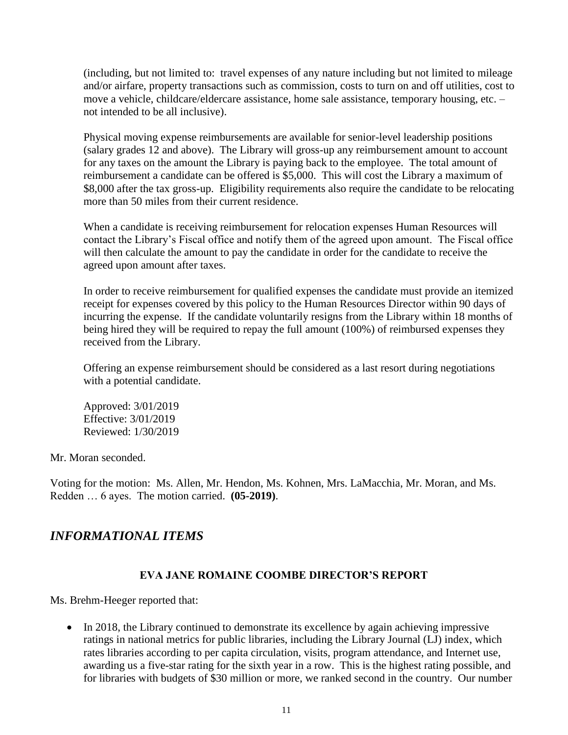(including, but not limited to: travel expenses of any nature including but not limited to mileage and/or airfare, property transactions such as commission, costs to turn on and off utilities, cost to move a vehicle, childcare/eldercare assistance, home sale assistance, temporary housing, etc. – not intended to be all inclusive).

Physical moving expense reimbursements are available for senior-level leadership positions (salary grades 12 and above). The Library will gross-up any reimbursement amount to account for any taxes on the amount the Library is paying back to the employee. The total amount of reimbursement a candidate can be offered is $5,000. This will cost the Library a maximum of $8,000 after the tax gross-up. Eligibility requirements also require the candidate to be relocating more than 50 miles from their current residence.

When a candidate is receiving reimbursement for relocation expenses Human Resources will contact the Library's Fiscal office and notify them of the agreed upon amount. The Fiscal office will then calculate the amount to pay the candidate in order for the candidate to receive the agreed upon amount after taxes.

In order to receive reimbursement for qualified expenses the candidate must provide an itemized receipt for expenses covered by this policy to the Human Resources Director within 90 days of incurring the expense. If the candidate voluntarily resigns from the Library within 18 months of being hired they will be required to repay the full amount (100%) of reimbursed expenses they received from the Library.

Offering an expense reimbursement should be considered as a last resort during negotiations with a potential candidate.

Approved: 3/01/2019
Effective: 3/01/2019
Reviewed: 1/30/2019

Mr. Moran seconded.

Voting for the motion: Ms. Allen, Mr. Hendon, Ms. Kohnen, Mrs. LaMacchia, Mr. Moran, and Ms. Redden … 6 ayes. The motion carried. **(05-2019)**.

## *INFORMATIONAL ITEMS*

### EVA JANE ROMAINE COOMBE DIRECTOR'S REPORT

Ms. Brehm-Heeger reported that:

- In 2018, the Library continued to demonstrate its excellence by again achieving impressive ratings in national metrics for public libraries, including the Library Journal (LJ) index, which rates libraries according to per capita circulation, visits, program attendance, and Internet use, awarding us a five-star rating for the sixth year in a row. This is the highest rating possible, and for libraries with budgets of $30 million or more, we ranked second in the country. Our number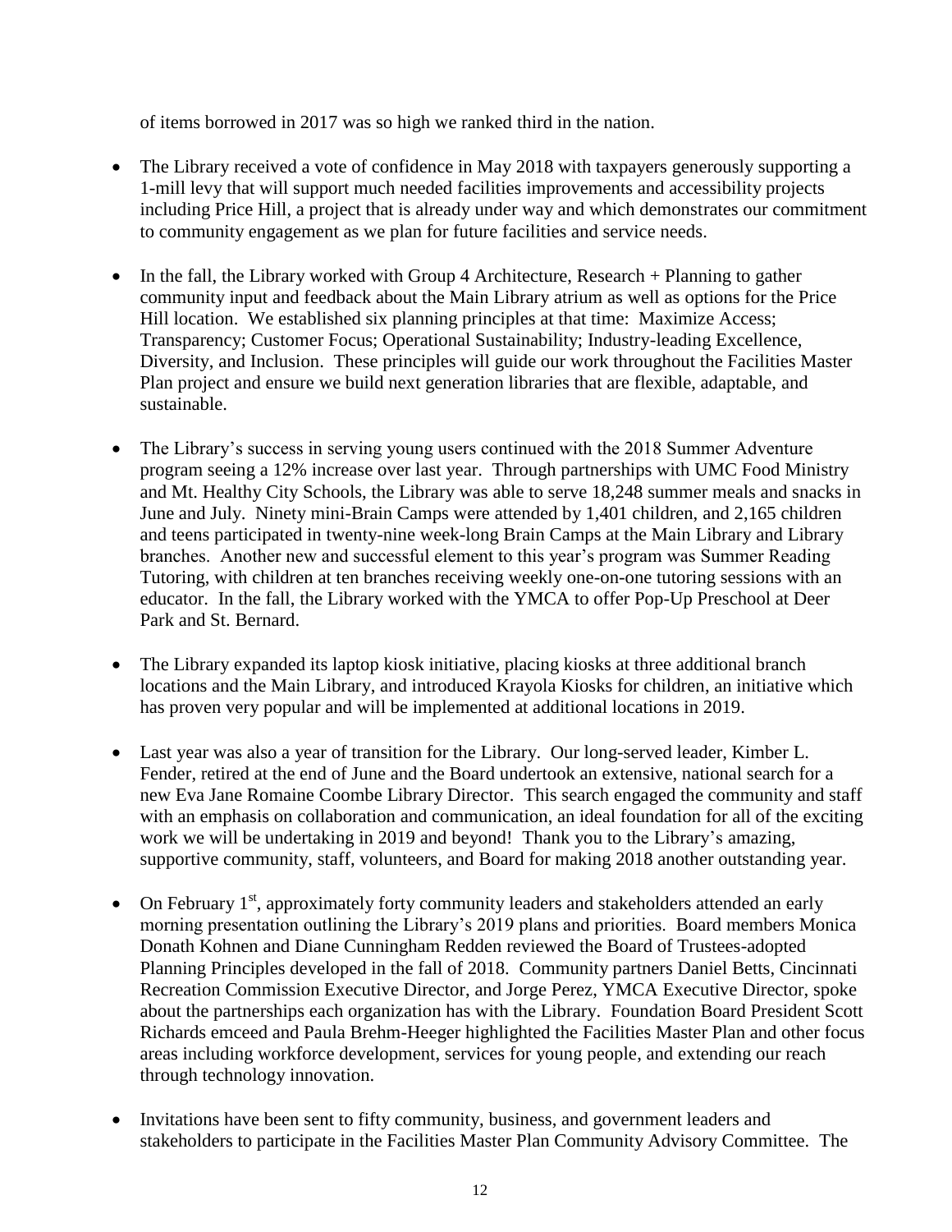of items borrowed in 2017 was so high we ranked third in the nation.

- The Library received a vote of confidence in May 2018 with taxpayers generously supporting a 1-mill levy that will support much needed facilities improvements and accessibility projects including Price Hill, a project that is already under way and which demonstrates our commitment to community engagement as we plan for future facilities and service needs.

- In the fall, the Library worked with Group 4 Architecture, Research + Planning to gather community input and feedback about the Main Library atrium as well as options for the Price Hill location. We established six planning principles at that time: Maximize Access; Transparency; Customer Focus; Operational Sustainability; Industry-leading Excellence, Diversity, and Inclusion. These principles will guide our work throughout the Facilities Master Plan project and ensure we build next generation libraries that are flexible, adaptable, and sustainable.

- The Library's success in serving young users continued with the 2018 Summer Adventure program seeing a 12% increase over last year. Through partnerships with UMC Food Ministry and Mt. Healthy City Schools, the Library was able to serve 18,248 summer meals and snacks in June and July. Ninety mini-Brain Camps were attended by 1,401 children, and 2,165 children and teens participated in twenty-nine week-long Brain Camps at the Main Library and Library branches. Another new and successful element to this year's program was Summer Reading Tutoring, with children at ten branches receiving weekly one-on-one tutoring sessions with an educator. In the fall, the Library worked with the YMCA to offer Pop-Up Preschool at Deer Park and St. Bernard.

- The Library expanded its laptop kiosk initiative, placing kiosks at three additional branch locations and the Main Library, and introduced Krayola Kiosks for children, an initiative which has proven very popular and will be implemented at additional locations in 2019.

- Last year was also a year of transition for the Library. Our long-served leader, Kimber L. Fender, retired at the end of June and the Board undertook an extensive, national search for a new Eva Jane Romaine Coombe Library Director. This search engaged the community and staff with an emphasis on collaboration and communication, an ideal foundation for all of the exciting work we will be undertaking in 2019 and beyond! Thank you to the Library's amazing, supportive community, staff, volunteers, and Board for making 2018 another outstanding year.

- On February 1st, approximately forty community leaders and stakeholders attended an early morning presentation outlining the Library's 2019 plans and priorities. Board members Monica Donath Kohnen and Diane Cunningham Redden reviewed the Board of Trustees-adopted Planning Principles developed in the fall of 2018. Community partners Daniel Betts, Cincinnati Recreation Commission Executive Director, and Jorge Perez, YMCA Executive Director, spoke about the partnerships each organization has with the Library. Foundation Board President Scott Richards emceed and Paula Brehm-Heeger highlighted the Facilities Master Plan and other focus areas including workforce development, services for young people, and extending our reach through technology innovation.

- Invitations have been sent to fifty community, business, and government leaders and stakeholders to participate in the Facilities Master Plan Community Advisory Committee. The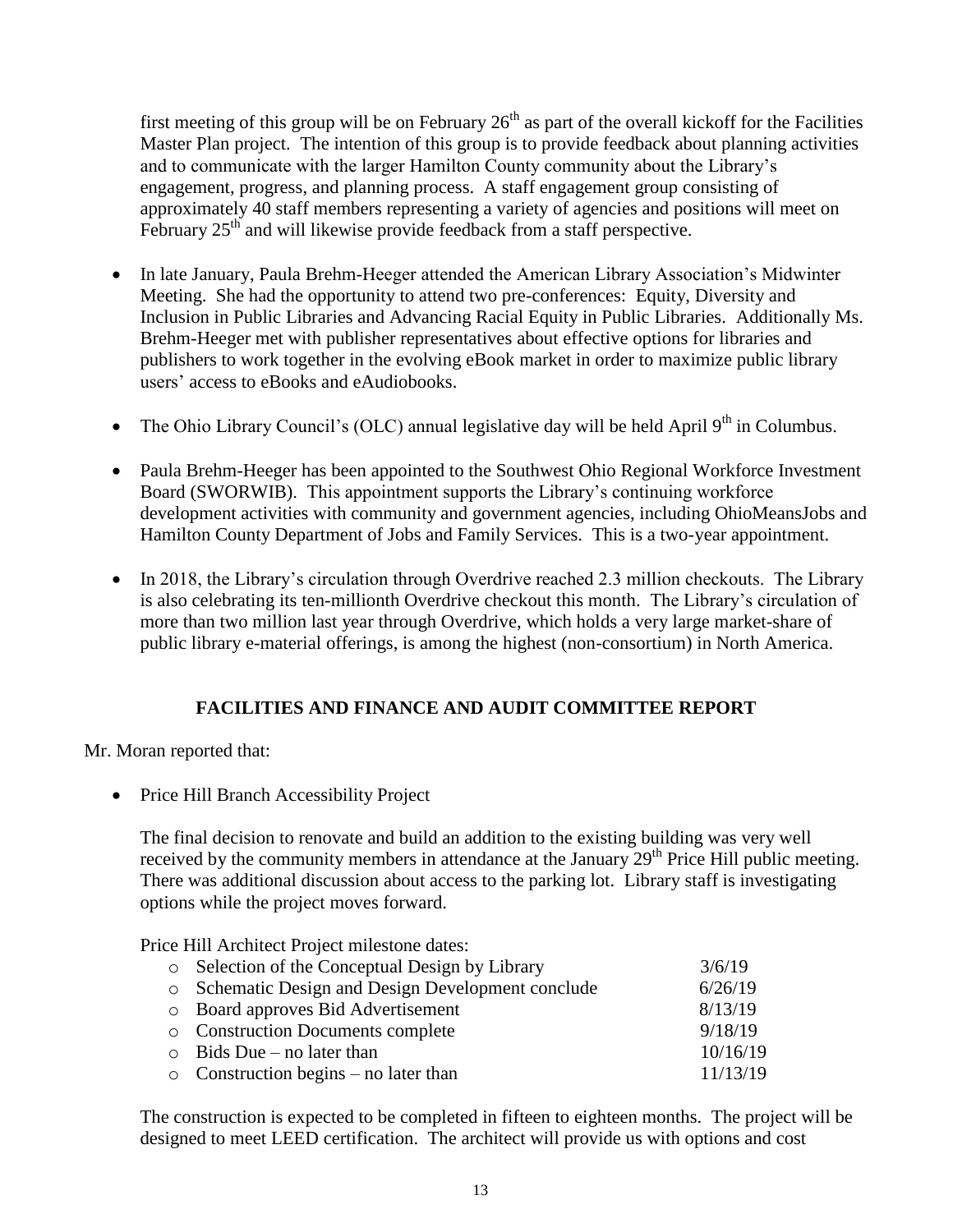first meeting of this group will be on February 26th as part of the overall kickoff for the Facilities Master Plan project. The intention of this group is to provide feedback about planning activities and to communicate with the larger Hamilton County community about the Library's engagement, progress, and planning process. A staff engagement group consisting of approximately 40 staff members representing a variety of agencies and positions will meet on February 25th and will likewise provide feedback from a staff perspective.

- In late January, Paula Brehm-Heeger attended the American Library Association's Midwinter Meeting. She had the opportunity to attend two pre-conferences: Equity, Diversity and Inclusion in Public Libraries and Advancing Racial Equity in Public Libraries. Additionally Ms. Brehm-Heeger met with publisher representatives about effective options for libraries and publishers to work together in the evolving eBook market in order to maximize public library users' access to eBooks and eAudiobooks.

- The Ohio Library Council's (OLC) annual legislative day will be held April 9th in Columbus.

- Paula Brehm-Heeger has been appointed to the Southwest Ohio Regional Workforce Investment Board (SWORWIB). This appointment supports the Library's continuing workforce development activities with community and government agencies, including OhioMeansJobs and Hamilton County Department of Jobs and Family Services. This is a two-year appointment.

- In 2018, the Library's circulation through Overdrive reached 2.3 million checkouts. The Library is also celebrating its ten-millionth Overdrive checkout this month. The Library's circulation of more than two million last year through Overdrive, which holds a very large market-share of public library e-material offerings, is among the highest (non-consortium) in North America.

## FACILITIES AND FINANCE AND AUDIT COMMITTEE REPORT

Mr. Moran reported that:

- Price Hill Branch Accessibility Project

  The final decision to renovate and build an addition to the existing building was very well received by the community members in attendance at the January 29th Price Hill public meeting. There was additional discussion about access to the parking lot. Library staff is investigating options while the project moves forward.

  Price Hill Architect Project milestone dates:

  - Selection of the Conceptual Design by Library 3/6/19
  - Schematic Design and Design Development conclude 6/26/19
  - Board approves Bid Advertisement 8/13/19
  - Construction Documents complete 9/18/19
  - Bids Due – no later than 10/16/19
  - Construction begins – no later than 11/13/19

  The construction is expected to be completed in fifteen to eighteen months. The project will be designed to meet LEED certification. The architect will provide us with options and cost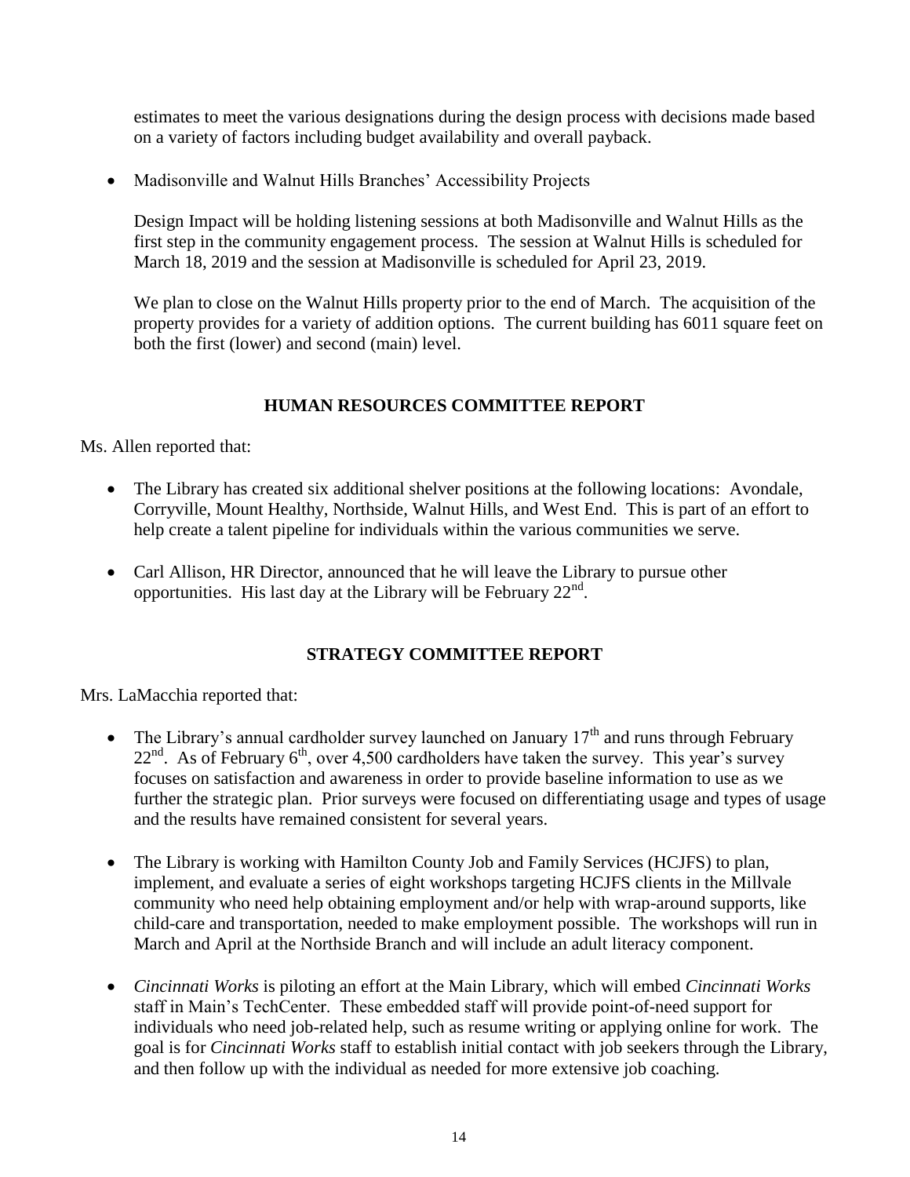estimates to meet the various designations during the design process with decisions made based on a variety of factors including budget availability and overall payback.

- Madisonville and Walnut Hills Branches' Accessibility Projects

  Design Impact will be holding listening sessions at both Madisonville and Walnut Hills as the first step in the community engagement process. The session at Walnut Hills is scheduled for March 18, 2019 and the session at Madisonville is scheduled for April 23, 2019.

  We plan to close on the Walnut Hills property prior to the end of March. The acquisition of the property provides for a variety of addition options. The current building has 6011 square feet on both the first (lower) and second (main) level.

## HUMAN RESOURCES COMMITTEE REPORT

Ms. Allen reported that:

- The Library has created six additional shelver positions at the following locations: Avondale, Corryville, Mount Healthy, Northside, Walnut Hills, and West End. This is part of an effort to help create a talent pipeline for individuals within the various communities we serve.

- Carl Allison, HR Director, announced that he will leave the Library to pursue other opportunities. His last day at the Library will be February 22nd.

## STRATEGY COMMITTEE REPORT

Mrs. LaMacchia reported that:

- The Library's annual cardholder survey launched on January 17th and runs through February 22nd. As of February 6th, over 4,500 cardholders have taken the survey. This year's survey focuses on satisfaction and awareness in order to provide baseline information to use as we further the strategic plan. Prior surveys were focused on differentiating usage and types of usage and the results have remained consistent for several years.

- The Library is working with Hamilton County Job and Family Services (HCJFS) to plan, implement, and evaluate a series of eight workshops targeting HCJFS clients in the Millvale community who need help obtaining employment and/or help with wrap-around supports, like child-care and transportation, needed to make employment possible. The workshops will run in March and April at the Northside Branch and will include an adult literacy component.

- *Cincinnati Works* is piloting an effort at the Main Library, which will embed *Cincinnati Works* staff in Main's TechCenter. These embedded staff will provide point-of-need support for individuals who need job-related help, such as resume writing or applying online for work. The goal is for *Cincinnati Works* staff to establish initial contact with job seekers through the Library, and then follow up with the individual as needed for more extensive job coaching.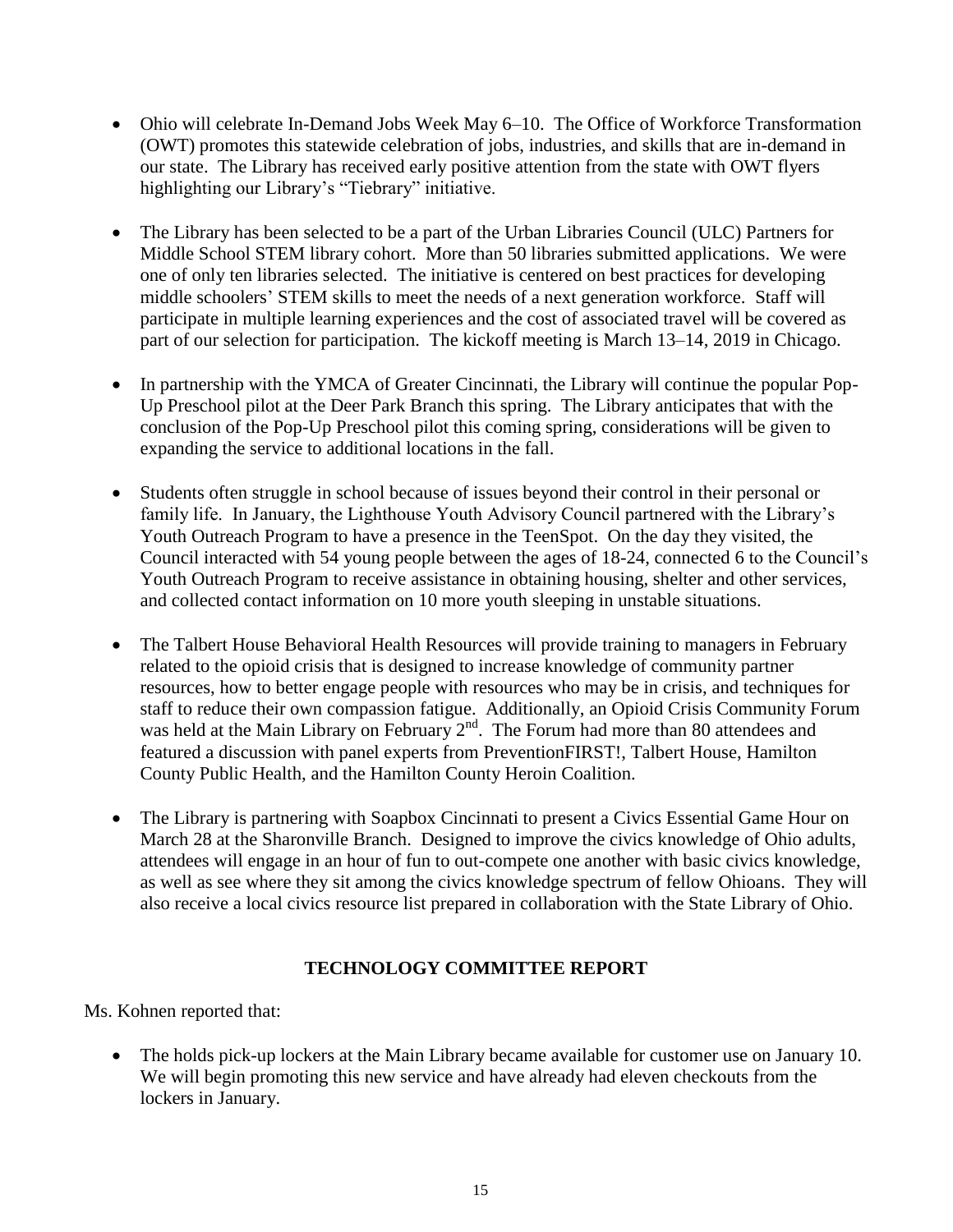- Ohio will celebrate In-Demand Jobs Week May 6–10. The Office of Workforce Transformation (OWT) promotes this statewide celebration of jobs, industries, and skills that are in-demand in our state. The Library has received early positive attention from the state with OWT flyers highlighting our Library's "Tiebrary" initiative.

- The Library has been selected to be a part of the Urban Libraries Council (ULC) Partners for Middle School STEM library cohort. More than 50 libraries submitted applications. We were one of only ten libraries selected. The initiative is centered on best practices for developing middle schoolers' STEM skills to meet the needs of a next generation workforce. Staff will participate in multiple learning experiences and the cost of associated travel will be covered as part of our selection for participation. The kickoff meeting is March 13–14, 2019 in Chicago.

- In partnership with the YMCA of Greater Cincinnati, the Library will continue the popular Pop-Up Preschool pilot at the Deer Park Branch this spring. The Library anticipates that with the conclusion of the Pop-Up Preschool pilot this coming spring, considerations will be given to expanding the service to additional locations in the fall.

- Students often struggle in school because of issues beyond their control in their personal or family life. In January, the Lighthouse Youth Advisory Council partnered with the Library's Youth Outreach Program to have a presence in the TeenSpot. On the day they visited, the Council interacted with 54 young people between the ages of 18-24, connected 6 to the Council's Youth Outreach Program to receive assistance in obtaining housing, shelter and other services, and collected contact information on 10 more youth sleeping in unstable situations.

- The Talbert House Behavioral Health Resources will provide training to managers in February related to the opioid crisis that is designed to increase knowledge of community partner resources, how to better engage people with resources who may be in crisis, and techniques for staff to reduce their own compassion fatigue. Additionally, an Opioid Crisis Community Forum was held at the Main Library on February 2nd. The Forum had more than 80 attendees and featured a discussion with panel experts from PreventionFIRST!, Talbert House, Hamilton County Public Health, and the Hamilton County Heroin Coalition.

- The Library is partnering with Soapbox Cincinnati to present a Civics Essential Game Hour on March 28 at the Sharonville Branch. Designed to improve the civics knowledge of Ohio adults, attendees will engage in an hour of fun to out-compete one another with basic civics knowledge, as well as see where they sit among the civics knowledge spectrum of fellow Ohioans. They will also receive a local civics resource list prepared in collaboration with the State Library of Ohio.

## TECHNOLOGY COMMITTEE REPORT

Ms. Kohnen reported that:

- The holds pick-up lockers at the Main Library became available for customer use on January 10. We will begin promoting this new service and have already had eleven checkouts from the lockers in January.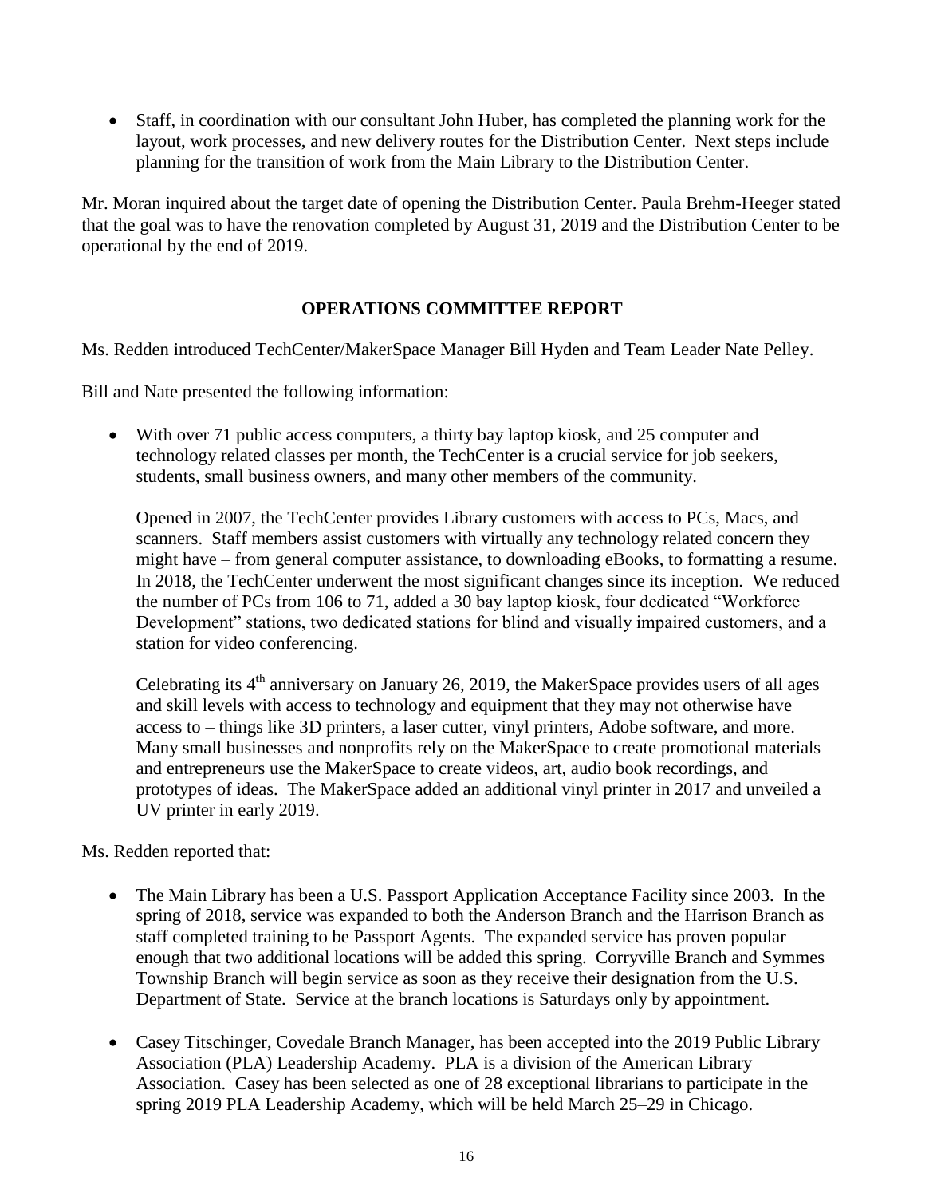- Staff, in coordination with our consultant John Huber, has completed the planning work for the layout, work processes, and new delivery routes for the Distribution Center. Next steps include planning for the transition of work from the Main Library to the Distribution Center.

Mr. Moran inquired about the target date of opening the Distribution Center. Paula Brehm-Heeger stated that the goal was to have the renovation completed by August 31, 2019 and the Distribution Center to be operational by the end of 2019.

## OPERATIONS COMMITTEE REPORT

Ms. Redden introduced TechCenter/MakerSpace Manager Bill Hyden and Team Leader Nate Pelley.

Bill and Nate presented the following information:

- With over 71 public access computers, a thirty bay laptop kiosk, and 25 computer and technology related classes per month, the TechCenter is a crucial service for job seekers, students, small business owners, and many other members of the community.

  Opened in 2007, the TechCenter provides Library customers with access to PCs, Macs, and scanners. Staff members assist customers with virtually any technology related concern they might have – from general computer assistance, to downloading eBooks, to formatting a resume. In 2018, the TechCenter underwent the most significant changes since its inception. We reduced the number of PCs from 106 to 71, added a 30 bay laptop kiosk, four dedicated "Workforce Development" stations, two dedicated stations for blind and visually impaired customers, and a station for video conferencing.

  Celebrating its 4th anniversary on January 26, 2019, the MakerSpace provides users of all ages and skill levels with access to technology and equipment that they may not otherwise have access to – things like 3D printers, a laser cutter, vinyl printers, Adobe software, and more. Many small businesses and nonprofits rely on the MakerSpace to create promotional materials and entrepreneurs use the MakerSpace to create videos, art, audio book recordings, and prototypes of ideas. The MakerSpace added an additional vinyl printer in 2017 and unveiled a UV printer in early 2019.

Ms. Redden reported that:

- The Main Library has been a U.S. Passport Application Acceptance Facility since 2003. In the spring of 2018, service was expanded to both the Anderson Branch and the Harrison Branch as staff completed training to be Passport Agents. The expanded service has proven popular enough that two additional locations will be added this spring. Corryville Branch and Symmes Township Branch will begin service as soon as they receive their designation from the U.S. Department of State. Service at the branch locations is Saturdays only by appointment.

- Casey Titschinger, Covedale Branch Manager, has been accepted into the 2019 Public Library Association (PLA) Leadership Academy. PLA is a division of the American Library Association. Casey has been selected as one of 28 exceptional librarians to participate in the spring 2019 PLA Leadership Academy, which will be held March 25–29 in Chicago.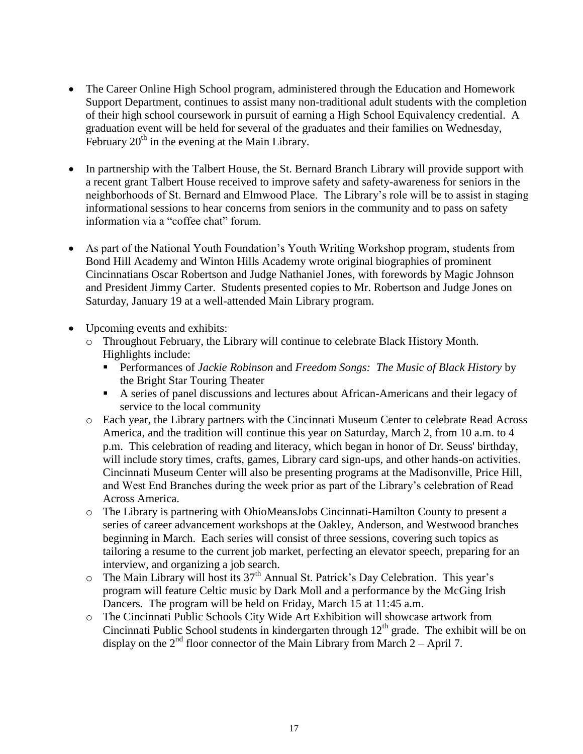- The Career Online High School program, administered through the Education and Homework Support Department, continues to assist many non-traditional adult students with the completion of their high school coursework in pursuit of earning a High School Equivalency credential. A graduation event will be held for several of the graduates and their families on Wednesday, February 20th in the evening at the Main Library.

- In partnership with the Talbert House, the St. Bernard Branch Library will provide support with a recent grant Talbert House received to improve safety and safety-awareness for seniors in the neighborhoods of St. Bernard and Elmwood Place. The Library's role will be to assist in staging informational sessions to hear concerns from seniors in the community and to pass on safety information via a "coffee chat" forum.

- As part of the National Youth Foundation's Youth Writing Workshop program, students from Bond Hill Academy and Winton Hills Academy wrote original biographies of prominent Cincinnatians Oscar Robertson and Judge Nathaniel Jones, with forewords by Magic Johnson and President Jimmy Carter. Students presented copies to Mr. Robertson and Judge Jones on Saturday, January 19 at a well-attended Main Library program.

- Upcoming events and exhibits:
  - Throughout February, the Library will continue to celebrate Black History Month. Highlights include:
    - Performances of *Jackie Robinson* and *Freedom Songs: The Music of Black History* by the Bright Star Touring Theater
    - A series of panel discussions and lectures about African-Americans and their legacy of service to the local community
  - Each year, the Library partners with the Cincinnati Museum Center to celebrate Read Across America, and the tradition will continue this year on Saturday, March 2, from 10 a.m. to 4 p.m. This celebration of reading and literacy, which began in honor of Dr. Seuss' birthday, will include story times, crafts, games, Library card sign-ups, and other hands-on activities. Cincinnati Museum Center will also be presenting programs at the Madisonville, Price Hill, and West End Branches during the week prior as part of the Library's celebration of Read Across America.
  - The Library is partnering with OhioMeansJobs Cincinnati-Hamilton County to present a series of career advancement workshops at the Oakley, Anderson, and Westwood branches beginning in March. Each series will consist of three sessions, covering such topics as tailoring a resume to the current job market, perfecting an elevator speech, preparing for an interview, and organizing a job search.
  - The Main Library will host its 37th Annual St. Patrick's Day Celebration. This year's program will feature Celtic music by Dark Moll and a performance by the McGing Irish Dancers. The program will be held on Friday, March 15 at 11:45 a.m.
  - The Cincinnati Public Schools City Wide Art Exhibition will showcase artwork from Cincinnati Public School students in kindergarten through 12th grade. The exhibit will be on display on the 2nd floor connector of the Main Library from March 2 – April 7.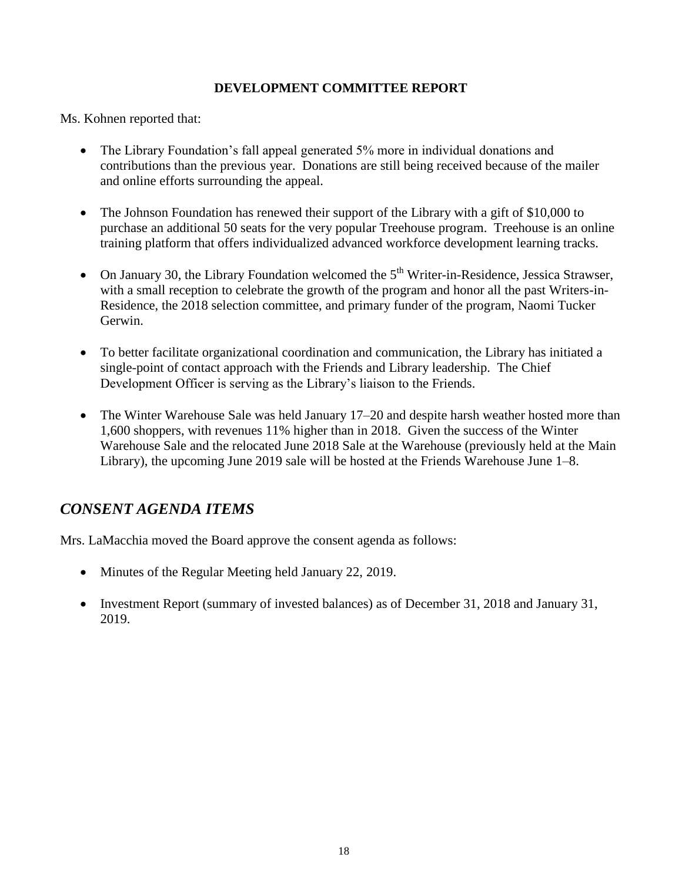**DEVELOPMENT COMMITTEE REPORT**

Ms. Kohnen reported that:

- The Library Foundation's fall appeal generated 5% more in individual donations and contributions than the previous year. Donations are still being received because of the mailer and online efforts surrounding the appeal.

- The Johnson Foundation has renewed their support of the Library with a gift of $10,000 to purchase an additional 50 seats for the very popular Treehouse program. Treehouse is an online training platform that offers individualized advanced workforce development learning tracks.

- On January 30, the Library Foundation welcomed the 5th Writer-in-Residence, Jessica Strawser, with a small reception to celebrate the growth of the program and honor all the past Writers-in-Residence, the 2018 selection committee, and primary funder of the program, Naomi Tucker Gerwin.

- To better facilitate organizational coordination and communication, the Library has initiated a single-point of contact approach with the Friends and Library leadership. The Chief Development Officer is serving as the Library's liaison to the Friends.

- The Winter Warehouse Sale was held January 17–20 and despite harsh weather hosted more than 1,600 shoppers, with revenues 11% higher than in 2018. Given the success of the Winter Warehouse Sale and the relocated June 2018 Sale at the Warehouse (previously held at the Main Library), the upcoming June 2019 sale will be hosted at the Friends Warehouse June 1–8.

## *CONSENT AGENDA ITEMS*

Mrs. LaMacchia moved the Board approve the consent agenda as follows:

- Minutes of the Regular Meeting held January 22, 2019.

- Investment Report (summary of invested balances) as of December 31, 2018 and January 31, 2019.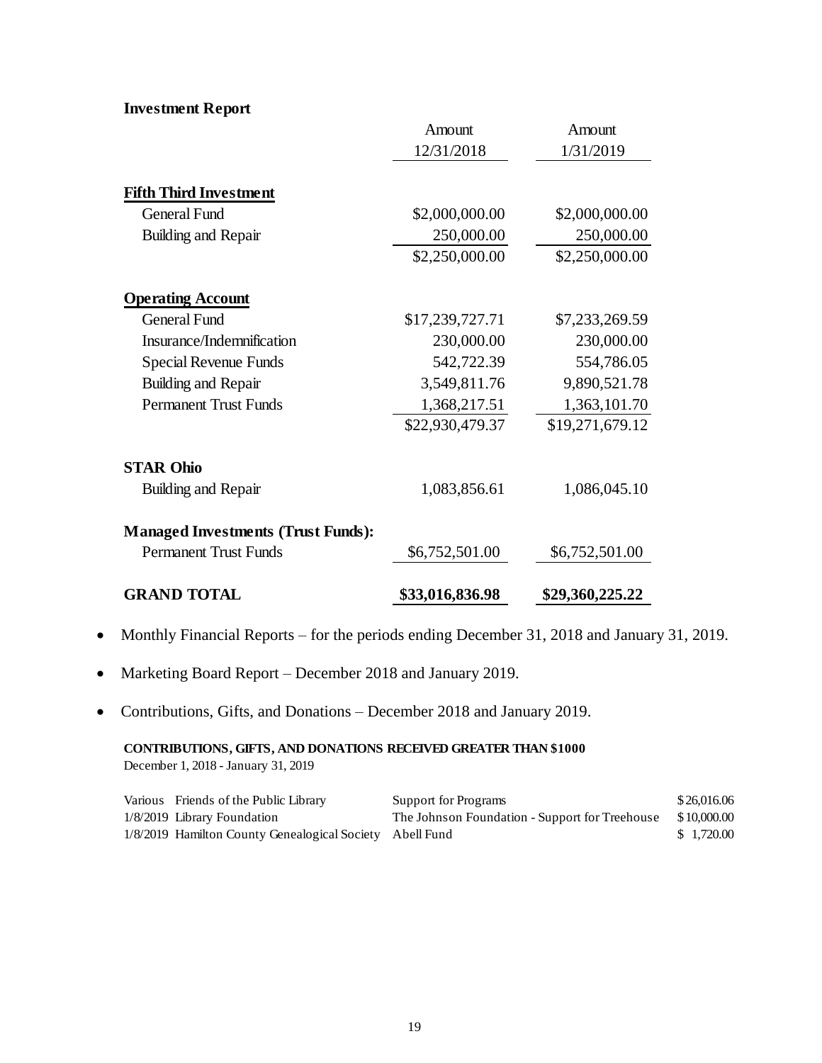**Investment Report**

| | Amount 12/31/2018 | Amount 1/31/2019 |
|---|---|---|
| **Fifth Third Investment** | | |
| General Fund | $2,000,000.00 | $2,000,000.00 |
| Building and Repair | 250,000.00 | 250,000.00 |
| | $2,250,000.00 | $2,250,000.00 |
| **Operating Account** | | |
| General Fund | $17,239,727.71 | $7,233,269.59 |
| Insurance/Indemnification | 230,000.00 | 230,000.00 |
| Special Revenue Funds | 542,722.39 | 554,786.05 |
| Building and Repair | 3,549,811.76 | 9,890,521.78 |
| Permanent Trust Funds | 1,368,217.51 | 1,363,101.70 |
| | $22,930,479.37 | $19,271,679.12 |
| **STAR Ohio** | | |
| Building and Repair | 1,083,856.61 | 1,086,045.10 |
| **Managed Investments (Trust Funds):** | | |
| Permanent Trust Funds | $6,752,501.00 | $6,752,501.00 |
| **GRAND TOTAL** | **$33,016,836.98** | **$29,360,225.22** |

- Monthly Financial Reports – for the periods ending December 31, 2018 and January 31, 2019.
- Marketing Board Report – December 2018 and January 2019.
- Contributions, Gifts, and Donations – December 2018 and January 2019.

**CONTRIBUTIONS, GIFTS, AND DONATIONS RECEIVED GREATER THAN $1000**
December 1, 2018 - January 31, 2019

| Date | Donor | Purpose | Amount |
|---|---|---|---|
| Various | Friends of the Public Library | Support for Programs | $26,016.06 |
| 1/8/2019 | Library Foundation | The Johnson Foundation - Support for Treehouse | $10,000.00 |
| 1/8/2019 | Hamilton County Genealogical Society | Abell Fund | $ 1,720.00 |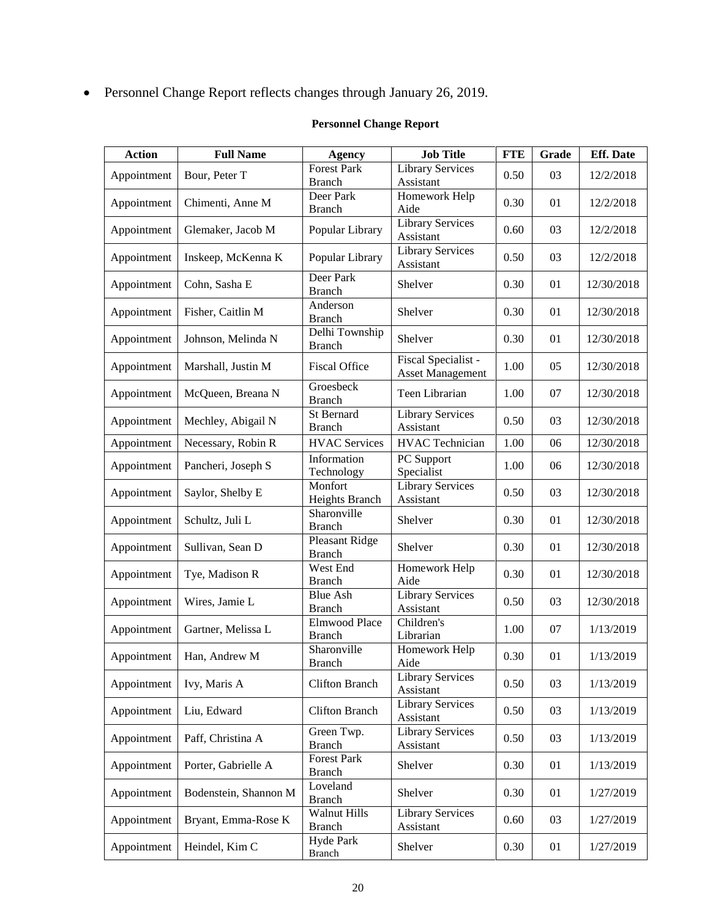- Personnel Change Report reflects changes through January 26, 2019.

**Personnel Change Report**

| Action | Full Name | Agency | Job Title | FTE | Grade | Eff. Date |
|---|---|---|---|---|---|---|
| Appointment | Bour, Peter T | Forest Park Branch | Library Services Assistant | 0.50 | 03 | 12/2/2018 |
| Appointment | Chimenti, Anne M | Deer Park Branch | Homework Help Aide | 0.30 | 01 | 12/2/2018 |
| Appointment | Glemaker, Jacob M | Popular Library | Library Services Assistant | 0.60 | 03 | 12/2/2018 |
| Appointment | Inskeep, McKenna K | Popular Library | Library Services Assistant | 0.50 | 03 | 12/2/2018 |
| Appointment | Cohn, Sasha E | Deer Park Branch | Shelver | 0.30 | 01 | 12/30/2018 |
| Appointment | Fisher, Caitlin M | Anderson Branch | Shelver | 0.30 | 01 | 12/30/2018 |
| Appointment | Johnson, Melinda N | Delhi Township Branch | Shelver | 0.30 | 01 | 12/30/2018 |
| Appointment | Marshall, Justin M | Fiscal Office | Fiscal Specialist - Asset Management | 1.00 | 05 | 12/30/2018 |
| Appointment | McQueen, Breana N | Groesbeck Branch | Teen Librarian | 1.00 | 07 | 12/30/2018 |
| Appointment | Mechley, Abigail N | St Bernard Branch | Library Services Assistant | 0.50 | 03 | 12/30/2018 |
| Appointment | Necessary, Robin R | HVAC Services | HVAC Technician | 1.00 | 06 | 12/30/2018 |
| Appointment | Pancheri, Joseph S | Information Technology | PC Support Specialist | 1.00 | 06 | 12/30/2018 |
| Appointment | Saylor, Shelby E | Monfort Heights Branch | Library Services Assistant | 0.50 | 03 | 12/30/2018 |
| Appointment | Schultz, Juli L | Sharonville Branch | Shelver | 0.30 | 01 | 12/30/2018 |
| Appointment | Sullivan, Sean D | Pleasant Ridge Branch | Shelver | 0.30 | 01 | 12/30/2018 |
| Appointment | Tye, Madison R | West End Branch | Homework Help Aide | 0.30 | 01 | 12/30/2018 |
| Appointment | Wires, Jamie L | Blue Ash Branch | Library Services Assistant | 0.50 | 03 | 12/30/2018 |
| Appointment | Gartner, Melissa L | Elmwood Place Branch | Children's Librarian | 1.00 | 07 | 1/13/2019 |
| Appointment | Han, Andrew M | Sharonville Branch | Homework Help Aide | 0.30 | 01 | 1/13/2019 |
| Appointment | Ivy, Maris A | Clifton Branch | Library Services Assistant | 0.50 | 03 | 1/13/2019 |
| Appointment | Liu, Edward | Clifton Branch | Library Services Assistant | 0.50 | 03 | 1/13/2019 |
| Appointment | Paff, Christina A | Green Twp. Branch | Library Services Assistant | 0.50 | 03 | 1/13/2019 |
| Appointment | Porter, Gabrielle A | Forest Park Branch | Shelver | 0.30 | 01 | 1/13/2019 |
| Appointment | Bodenstein, Shannon M | Loveland Branch | Shelver | 0.30 | 01 | 1/27/2019 |
| Appointment | Bryant, Emma-Rose K | Walnut Hills Branch | Library Services Assistant | 0.60 | 03 | 1/27/2019 |
| Appointment | Heindel, Kim C | Hyde Park Branch | Shelver | 0.30 | 01 | 1/27/2019 |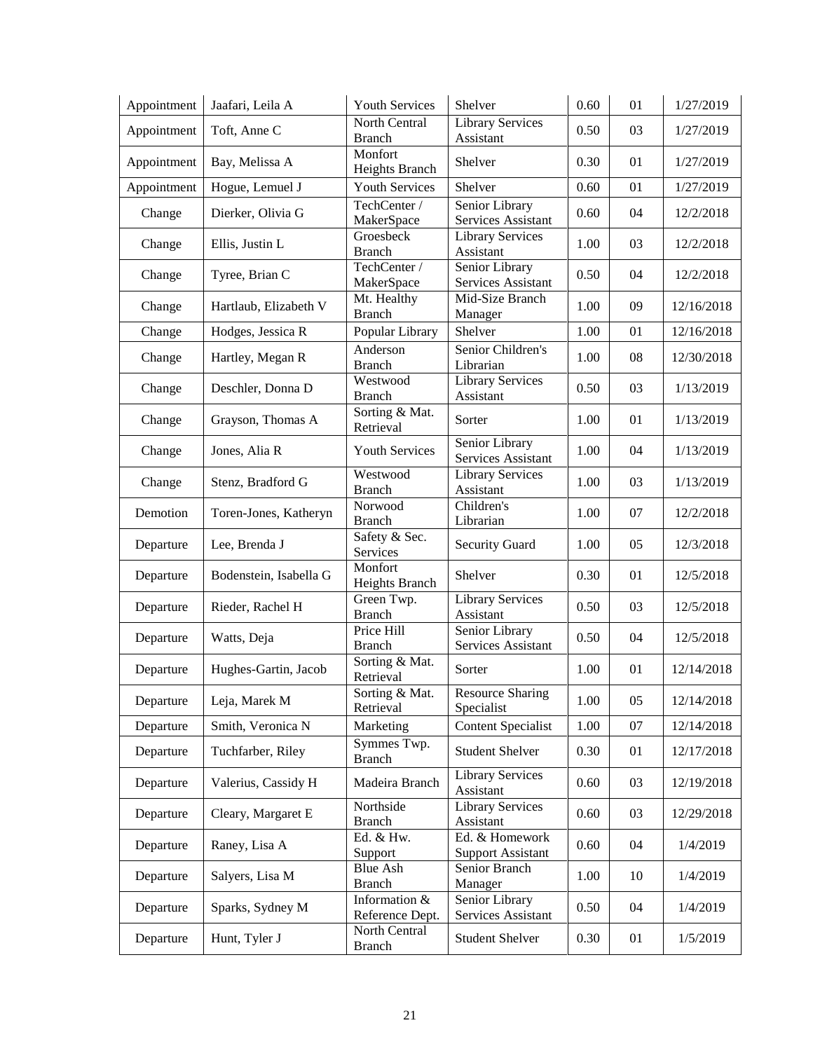| | | | | | | |
|---|---|---|---|---|---|---|
| Appointment | Jaafari, Leila A | Youth Services | Shelver | 0.60 | 01 | 1/27/2019 |
| Appointment | Toft, Anne C | North Central Branch | Library Services Assistant | 0.50 | 03 | 1/27/2019 |
| Appointment | Bay, Melissa A | Monfort Heights Branch | Shelver | 0.30 | 01 | 1/27/2019 |
| Appointment | Hogue, Lemuel J | Youth Services | Shelver | 0.60 | 01 | 1/27/2019 |
| Change | Dierker, Olivia G | TechCenter / MakerSpace | Senior Library Services Assistant | 0.60 | 04 | 12/2/2018 |
| Change | Ellis, Justin L | Groesbeck Branch | Library Services Assistant | 1.00 | 03 | 12/2/2018 |
| Change | Tyree, Brian C | TechCenter / MakerSpace | Senior Library Services Assistant | 0.50 | 04 | 12/2/2018 |
| Change | Hartlaub, Elizabeth V | Mt. Healthy Branch | Mid-Size Branch Manager | 1.00 | 09 | 12/16/2018 |
| Change | Hodges, Jessica R | Popular Library | Shelver | 1.00 | 01 | 12/16/2018 |
| Change | Hartley, Megan R | Anderson Branch | Senior Children's Librarian | 1.00 | 08 | 12/30/2018 |
| Change | Deschler, Donna D | Westwood Branch | Library Services Assistant | 0.50 | 03 | 1/13/2019 |
| Change | Grayson, Thomas A | Sorting & Mat. Retrieval | Sorter | 1.00 | 01 | 1/13/2019 |
| Change | Jones, Alia R | Youth Services | Senior Library Services Assistant | 1.00 | 04 | 1/13/2019 |
| Change | Stenz, Bradford G | Westwood Branch | Library Services Assistant | 1.00 | 03 | 1/13/2019 |
| Demotion | Toren-Jones, Katheryn | Norwood Branch | Children's Librarian | 1.00 | 07 | 12/2/2018 |
| Departure | Lee, Brenda J | Safety & Sec. Services | Security Guard | 1.00 | 05 | 12/3/2018 |
| Departure | Bodenstein, Isabella G | Monfort Heights Branch | Shelver | 0.30 | 01 | 12/5/2018 |
| Departure | Rieder, Rachel H | Green Twp. Branch | Library Services Assistant | 0.50 | 03 | 12/5/2018 |
| Departure | Watts, Deja | Price Hill Branch | Senior Library Services Assistant | 0.50 | 04 | 12/5/2018 |
| Departure | Hughes-Gartin, Jacob | Sorting & Mat. Retrieval | Sorter | 1.00 | 01 | 12/14/2018 |
| Departure | Leja, Marek M | Sorting & Mat. Retrieval | Resource Sharing Specialist | 1.00 | 05 | 12/14/2018 |
| Departure | Smith, Veronica N | Marketing | Content Specialist | 1.00 | 07 | 12/14/2018 |
| Departure | Tuchfarber, Riley | Symmes Twp. Branch | Student Shelver | 0.30 | 01 | 12/17/2018 |
| Departure | Valerius, Cassidy H | Madeira Branch | Library Services Assistant | 0.60 | 03 | 12/19/2018 |
| Departure | Cleary, Margaret E | Northside Branch | Library Services Assistant | 0.60 | 03 | 12/29/2018 |
| Departure | Raney, Lisa A | Ed. & Hw. Support | Ed. & Homework Support Assistant | 0.60 | 04 | 1/4/2019 |
| Departure | Salyers, Lisa M | Blue Ash Branch | Senior Branch Manager | 1.00 | 10 | 1/4/2019 |
| Departure | Sparks, Sydney M | Information & Reference Dept. | Senior Library Services Assistant | 0.50 | 04 | 1/4/2019 |
| Departure | Hunt, Tyler J | North Central Branch | Student Shelver | 0.30 | 01 | 1/5/2019 |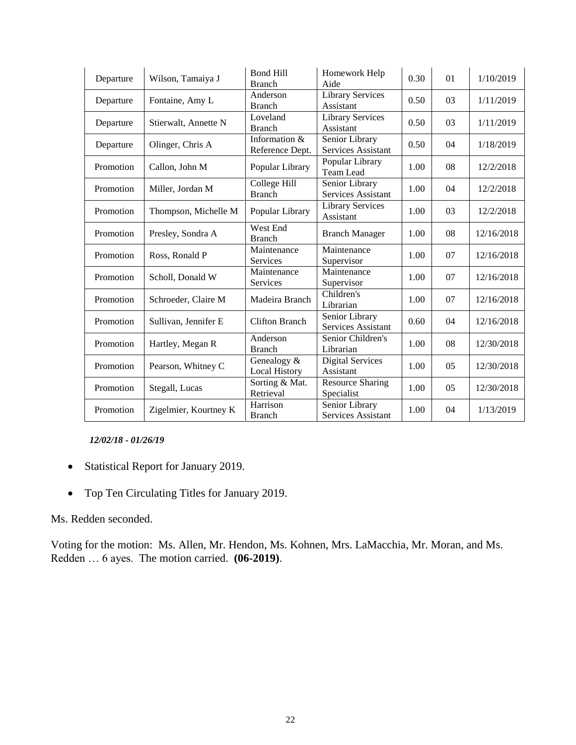| Departure | Wilson, Tamaiya J | Bond Hill Branch | Homework Help Aide | 0.30 | 01 | 1/10/2019 |
|---|---|---|---|---|---|---|
| Departure | Fontaine, Amy L | Anderson Branch | Library Services Assistant | 0.50 | 03 | 1/11/2019 |
| Departure | Stierwalt, Annette N | Loveland Branch | Library Services Assistant | 0.50 | 03 | 1/11/2019 |
| Departure | Olinger, Chris A | Information & Reference Dept. | Senior Library Services Assistant | 0.50 | 04 | 1/18/2019 |
| Promotion | Callon, John M | Popular Library | Popular Library Team Lead | 1.00 | 08 | 12/2/2018 |
| Promotion | Miller, Jordan M | College Hill Branch | Senior Library Services Assistant | 1.00 | 04 | 12/2/2018 |
| Promotion | Thompson, Michelle M | Popular Library | Library Services Assistant | 1.00 | 03 | 12/2/2018 |
| Promotion | Presley, Sondra A | West End Branch | Branch Manager | 1.00 | 08 | 12/16/2018 |
| Promotion | Ross, Ronald P | Maintenance Services | Maintenance Supervisor | 1.00 | 07 | 12/16/2018 |
| Promotion | Scholl, Donald W | Maintenance Services | Maintenance Supervisor | 1.00 | 07 | 12/16/2018 |
| Promotion | Schroeder, Claire M | Madeira Branch | Children's Librarian | 1.00 | 07 | 12/16/2018 |
| Promotion | Sullivan, Jennifer E | Clifton Branch | Senior Library Services Assistant | 0.60 | 04 | 12/16/2018 |
| Promotion | Hartley, Megan R | Anderson Branch | Senior Children's Librarian | 1.00 | 08 | 12/30/2018 |
| Promotion | Pearson, Whitney C | Genealogy & Local History | Digital Services Assistant | 1.00 | 05 | 12/30/2018 |
| Promotion | Stegall, Lucas | Sorting & Mat. Retrieval | Resource Sharing Specialist | 1.00 | 05 | 12/30/2018 |
| Promotion | Zigelmier, Kourtney K | Harrison Branch | Senior Library Services Assistant | 1.00 | 04 | 1/13/2019 |

***12/02/18 - 01/26/19***

- Statistical Report for January 2019.
- Top Ten Circulating Titles for January 2019.

Ms. Redden seconded.

Voting for the motion: Ms. Allen, Mr. Hendon, Ms. Kohnen, Mrs. LaMacchia, Mr. Moran, and Ms. Redden … 6 ayes. The motion carried. **(06-2019)**.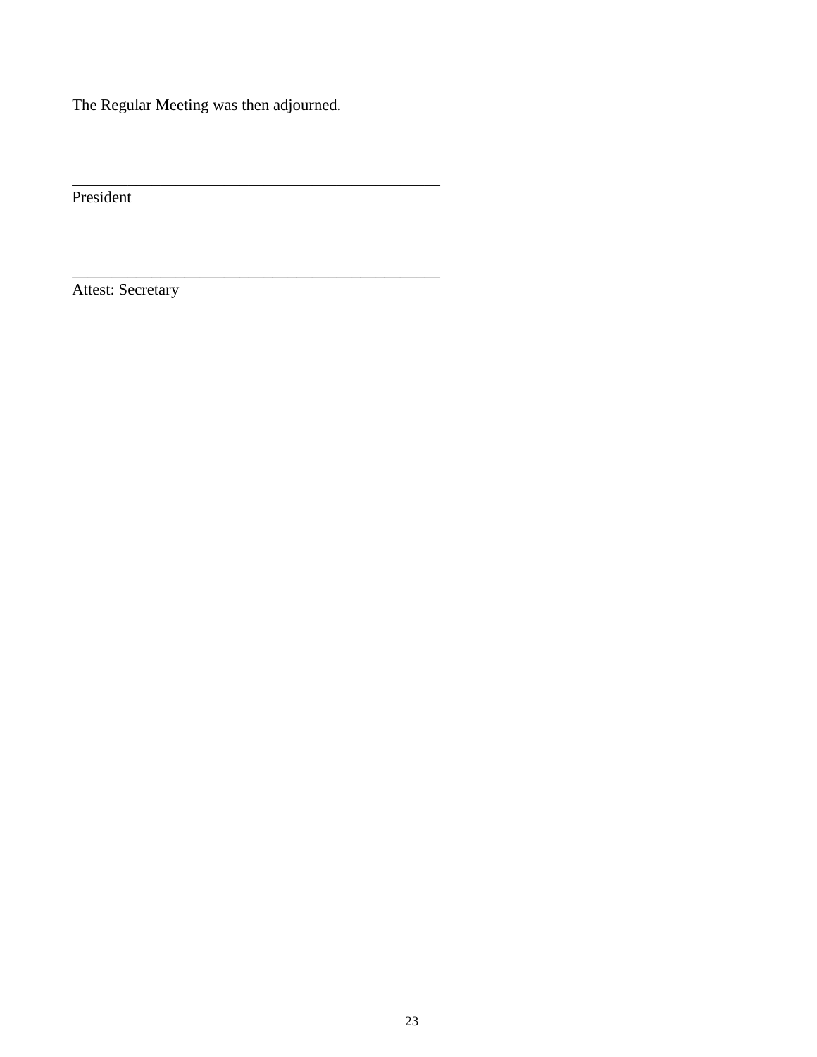The Regular Meeting was then adjourned.

_______________________________________________
President

_______________________________________________
Attest: Secretary